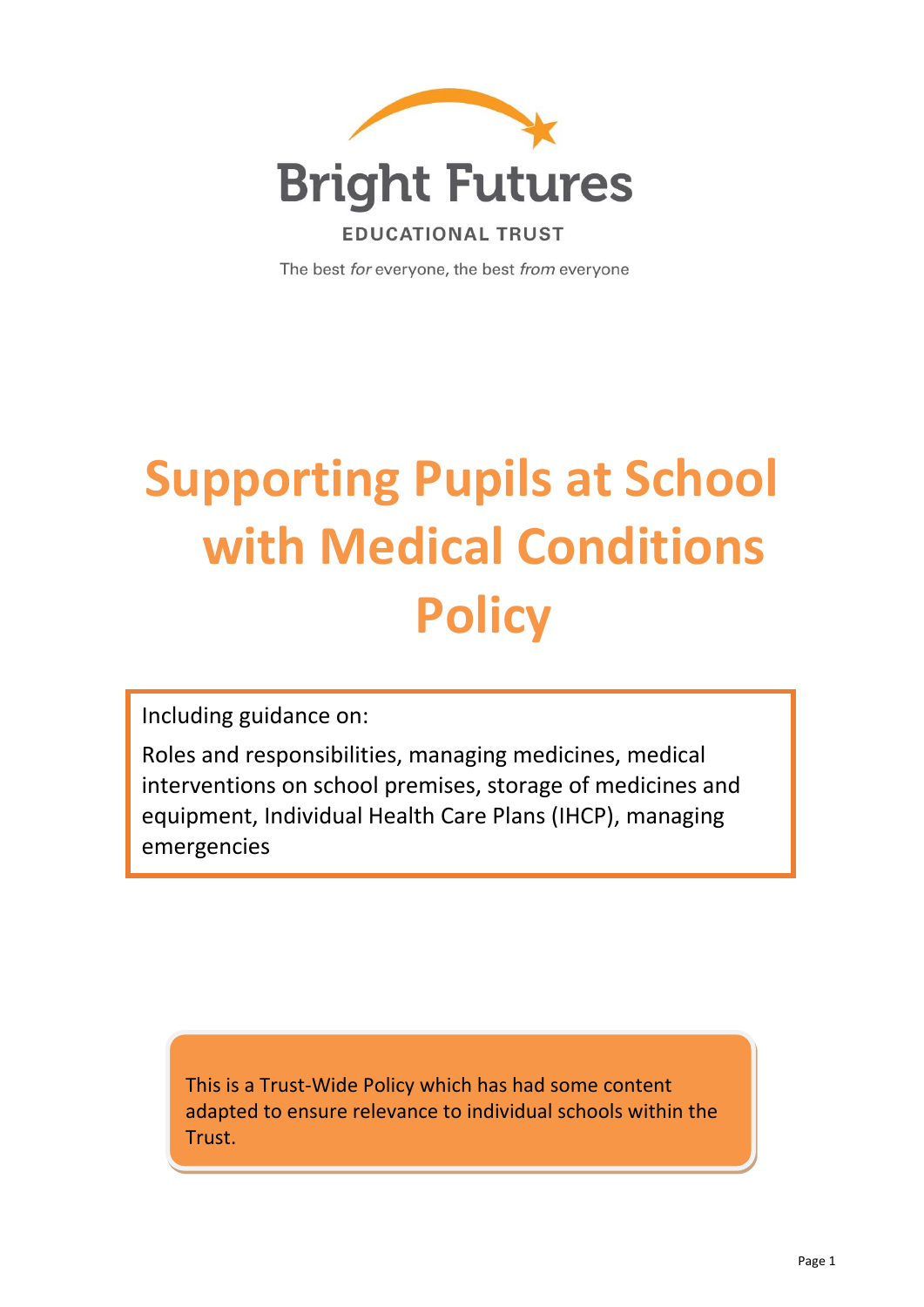Bright Futures

EDUCATIONAL TRUST

The best *for* everyone, the best *from* everyone

# Supporting Pupils at School with Medical Conditions Policy

Including guidance on:

Roles and responsibilities, managing medicines, medical interventions on school premises, storage of medicines and equipment, Individual Health Care Plans (IHCP), managing emergencies

This is a Trust-Wide Policy which has had some content adapted to ensure relevance to individual schools within the Trust.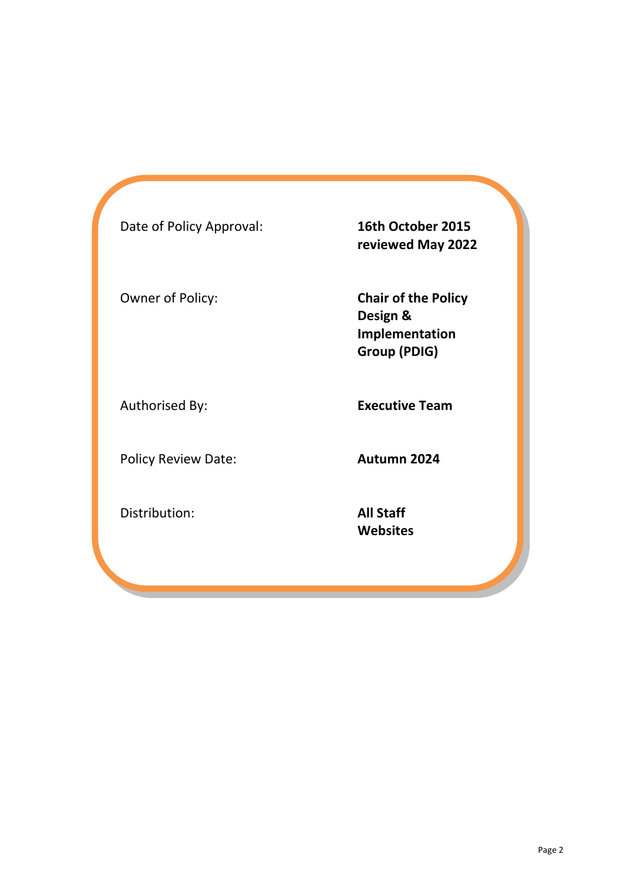| | |
|---|---|
| Date of Policy Approval: | **16th October 2015 reviewed May 2022** |
| Owner of Policy: | **Chair of the Policy Design & Implementation Group (PDIG)** |
| Authorised By: | **Executive Team** |
| Policy Review Date: | **Autumn 2024** |
| Distribution: | **All Staff**<br>**Websites** |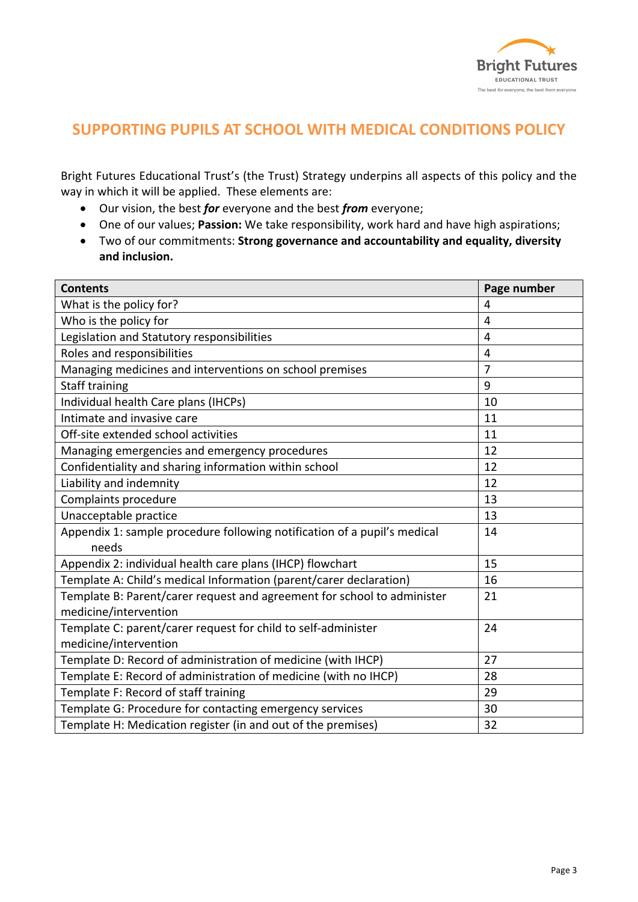# SUPPORTING PUPILS AT SCHOOL WITH MEDICAL CONDITIONS POLICY

Bright Futures Educational Trust's (the Trust) Strategy underpins all aspects of this policy and the way in which it will be applied. These elements are:

- Our vision, the best ***for*** everyone and the best ***from*** everyone;
- One of our values; **Passion:** We take responsibility, work hard and have high aspirations;
- Two of our commitments: **Strong governance and accountability and equality, diversity and inclusion.**

| Contents | Page number |
|---|---|
| What is the policy for? | 4 |
| Who is the policy for | 4 |
| Legislation and Statutory responsibilities | 4 |
| Roles and responsibilities | 4 |
| Managing medicines and interventions on school premises | 7 |
| Staff training | 9 |
| Individual health Care plans (IHCPs) | 10 |
| Intimate and invasive care | 11 |
| Off-site extended school activities | 11 |
| Managing emergencies and emergency procedures | 12 |
| Confidentiality and sharing information within school | 12 |
| Liability and indemnity | 12 |
| Complaints procedure | 13 |
| Unacceptable practice | 13 |
| Appendix 1: sample procedure following notification of a pupil's medical needs | 14 |
| Appendix 2: individual health care plans (IHCP) flowchart | 15 |
| Template A: Child's medical Information (parent/carer declaration) | 16 |
| Template B: Parent/carer request and agreement for school to administer medicine/intervention | 21 |
| Template C: parent/carer request for child to self-administer medicine/intervention | 24 |
| Template D: Record of administration of medicine (with IHCP) | 27 |
| Template E: Record of administration of medicine (with no IHCP) | 28 |
| Template F: Record of staff training | 29 |
| Template G: Procedure for contacting emergency services | 30 |
| Template H: Medication register (in and out of the premises) | 32 |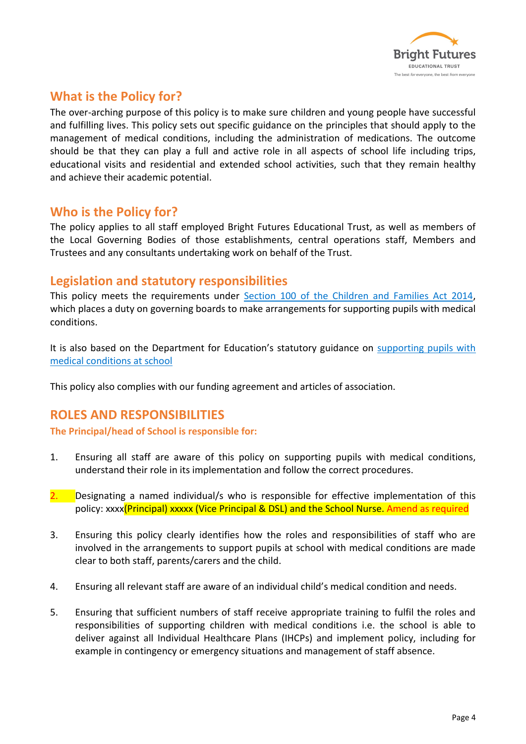## What is the Policy for?

The over-arching purpose of this policy is to make sure children and young people have successful and fulfilling lives. This policy sets out specific guidance on the principles that should apply to the management of medical conditions, including the administration of medications. The outcome should be that they can play a full and active role in all aspects of school life including trips, educational visits and residential and extended school activities, such that they remain healthy and achieve their academic potential.

## Who is the Policy for?

The policy applies to all staff employed Bright Futures Educational Trust, as well as members of the Local Governing Bodies of those establishments, central operations staff, Members and Trustees and any consultants undertaking work on behalf of the Trust.

## Legislation and statutory responsibilities

This policy meets the requirements under [Section 100 of the Children and Families Act 2014](), which places a duty on governing boards to make arrangements for supporting pupils with medical conditions.

It is also based on the Department for Education's statutory guidance on [supporting pupils with medical conditions at school]()

This policy also complies with our funding agreement and articles of association.

## ROLES AND RESPONSIBILITIES

**The Principal/head of School is responsible for:**

1. Ensuring all staff are aware of this policy on supporting pupils with medical conditions, understand their role in its implementation and follow the correct procedures.

2. Designating a named individual/s who is responsible for effective implementation of this policy: xxxx(Principal) xxxxx (Vice Principal & DSL) and the School Nurse. Amend as required

3. Ensuring this policy clearly identifies how the roles and responsibilities of staff who are involved in the arrangements to support pupils at school with medical conditions are made clear to both staff, parents/carers and the child.

4. Ensuring all relevant staff are aware of an individual child's medical condition and needs.

5. Ensuring that sufficient numbers of staff receive appropriate training to fulfil the roles and responsibilities of supporting children with medical conditions i.e. the school is able to deliver against all Individual Healthcare Plans (IHCPs) and implement policy, including for example in contingency or emergency situations and management of staff absence.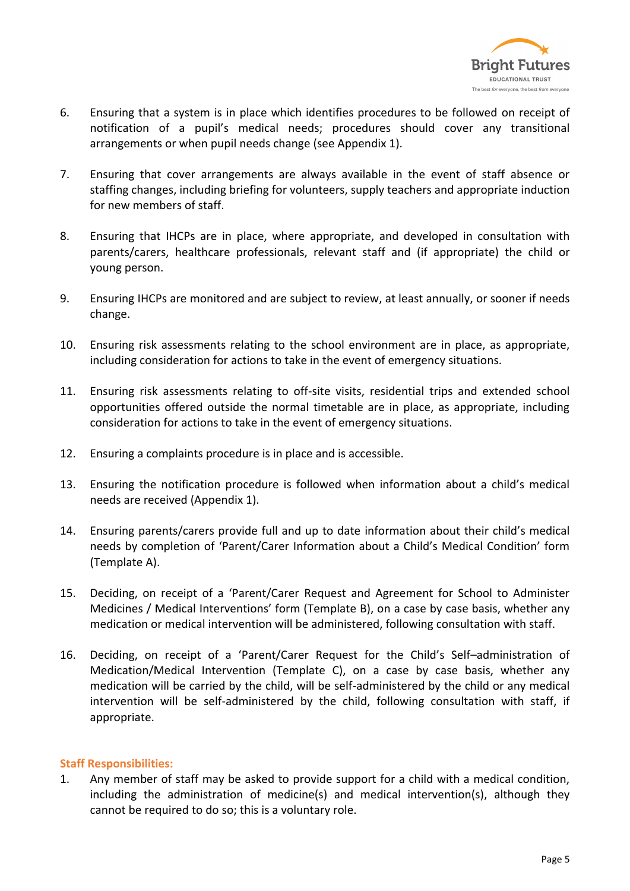6. Ensuring that a system is in place which identifies procedures to be followed on receipt of notification of a pupil's medical needs; procedures should cover any transitional arrangements or when pupil needs change (see Appendix 1).

7. Ensuring that cover arrangements are always available in the event of staff absence or staffing changes, including briefing for volunteers, supply teachers and appropriate induction for new members of staff.

8. Ensuring that IHCPs are in place, where appropriate, and developed in consultation with parents/carers, healthcare professionals, relevant staff and (if appropriate) the child or young person.

9. Ensuring IHCPs are monitored and are subject to review, at least annually, or sooner if needs change.

10. Ensuring risk assessments relating to the school environment are in place, as appropriate, including consideration for actions to take in the event of emergency situations.

11. Ensuring risk assessments relating to off-site visits, residential trips and extended school opportunities offered outside the normal timetable are in place, as appropriate, including consideration for actions to take in the event of emergency situations.

12. Ensuring a complaints procedure is in place and is accessible.

13. Ensuring the notification procedure is followed when information about a child's medical needs are received (Appendix 1).

14. Ensuring parents/carers provide full and up to date information about their child's medical needs by completion of 'Parent/Carer Information about a Child's Medical Condition' form (Template A).

15. Deciding, on receipt of a 'Parent/Carer Request and Agreement for School to Administer Medicines / Medical Interventions' form (Template B), on a case by case basis, whether any medication or medical intervention will be administered, following consultation with staff.

16. Deciding, on receipt of a 'Parent/Carer Request for the Child's Self–administration of Medication/Medical Intervention (Template C), on a case by case basis, whether any medication will be carried by the child, will be self-administered by the child or any medical intervention will be self-administered by the child, following consultation with staff, if appropriate.

**Staff Responsibilities:**

1. Any member of staff may be asked to provide support for a child with a medical condition, including the administration of medicine(s) and medical intervention(s), although they cannot be required to do so; this is a voluntary role.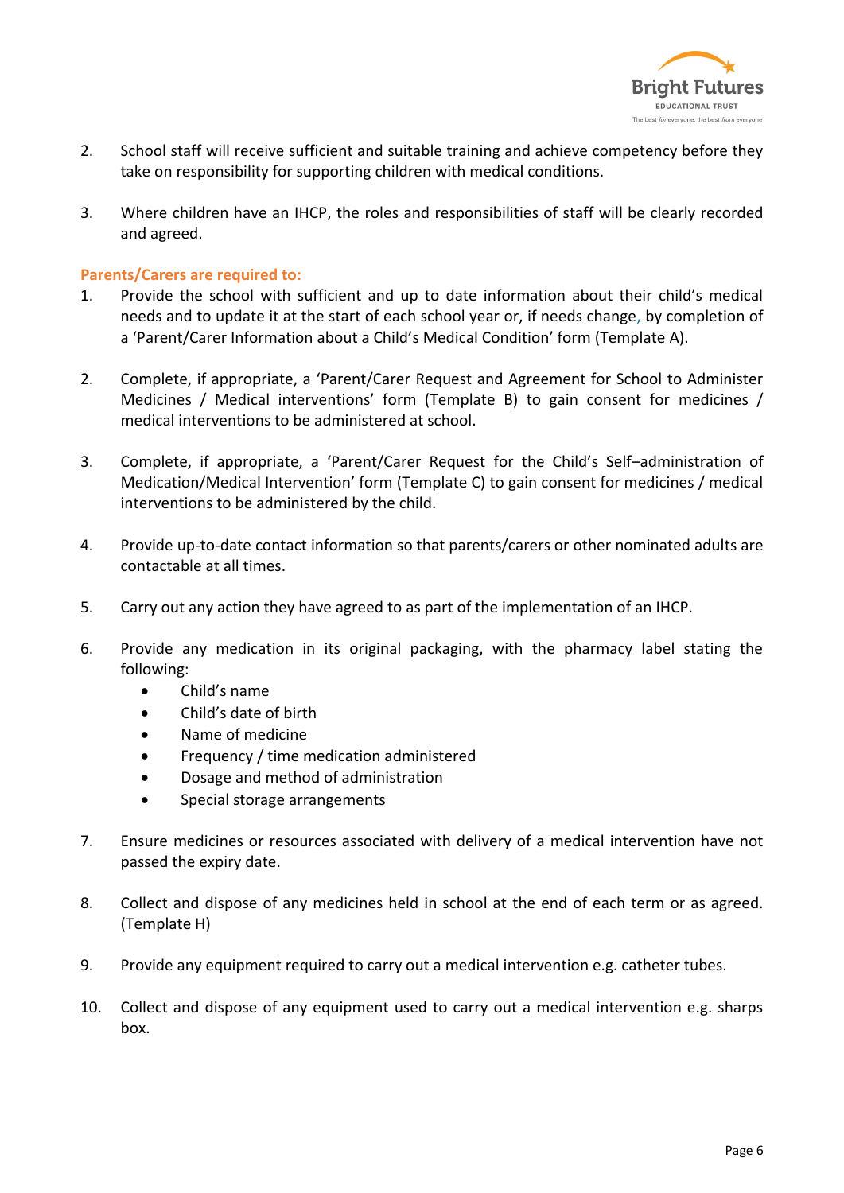2. School staff will receive sufficient and suitable training and achieve competency before they take on responsibility for supporting children with medical conditions.

3. Where children have an IHCP, the roles and responsibilities of staff will be clearly recorded and agreed.

**Parents/Carers are required to:**

1. Provide the school with sufficient and up to date information about their child's medical needs and to update it at the start of each school year or, if needs change, by completion of a 'Parent/Carer Information about a Child's Medical Condition' form (Template A).

2. Complete, if appropriate, a 'Parent/Carer Request and Agreement for School to Administer Medicines / Medical interventions' form (Template B) to gain consent for medicines / medical interventions to be administered at school.

3. Complete, if appropriate, a 'Parent/Carer Request for the Child's Self–administration of Medication/Medical Intervention' form (Template C) to gain consent for medicines / medical interventions to be administered by the child.

4. Provide up-to-date contact information so that parents/carers or other nominated adults are contactable at all times.

5. Carry out any action they have agreed to as part of the implementation of an IHCP.

6. Provide any medication in its original packaging, with the pharmacy label stating the following:
   - Child's name
   - Child's date of birth
   - Name of medicine
   - Frequency / time medication administered
   - Dosage and method of administration
   - Special storage arrangements

7. Ensure medicines or resources associated with delivery of a medical intervention have not passed the expiry date.

8. Collect and dispose of any medicines held in school at the end of each term or as agreed. (Template H)

9. Provide any equipment required to carry out a medical intervention e.g. catheter tubes.

10. Collect and dispose of any equipment used to carry out a medical intervention e.g. sharps box.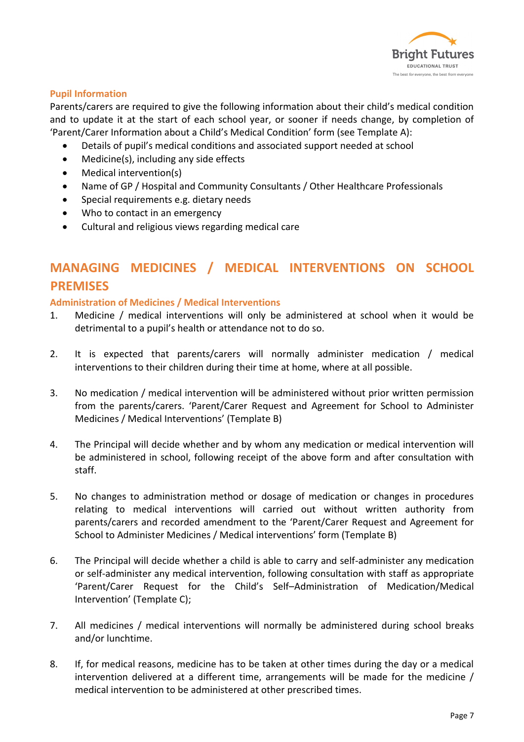### Pupil Information

Parents/carers are required to give the following information about their child's medical condition and to update it at the start of each school year, or sooner if needs change, by completion of 'Parent/Carer Information about a Child's Medical Condition' form (see Template A):

- Details of pupil's medical conditions and associated support needed at school
- Medicine(s), including any side effects
- Medical intervention(s)
- Name of GP / Hospital and Community Consultants / Other Healthcare Professionals
- Special requirements e.g. dietary needs
- Who to contact in an emergency
- Cultural and religious views regarding medical care

## MANAGING MEDICINES / MEDICAL INTERVENTIONS ON SCHOOL PREMISES

### Administration of Medicines / Medical Interventions

1. Medicine / medical interventions will only be administered at school when it would be detrimental to a pupil's health or attendance not to do so.

2. It is expected that parents/carers will normally administer medication / medical interventions to their children during their time at home, where at all possible.

3. No medication / medical intervention will be administered without prior written permission from the parents/carers. 'Parent/Carer Request and Agreement for School to Administer Medicines / Medical Interventions' (Template B)

4. The Principal will decide whether and by whom any medication or medical intervention will be administered in school, following receipt of the above form and after consultation with staff.

5. No changes to administration method or dosage of medication or changes in procedures relating to medical interventions will carried out without written authority from parents/carers and recorded amendment to the 'Parent/Carer Request and Agreement for School to Administer Medicines / Medical interventions' form (Template B)

6. The Principal will decide whether a child is able to carry and self-administer any medication or self-administer any medical intervention, following consultation with staff as appropriate 'Parent/Carer Request for the Child's Self–Administration of Medication/Medical Intervention' (Template C);

7. All medicines / medical interventions will normally be administered during school breaks and/or lunchtime.

8. If, for medical reasons, medicine has to be taken at other times during the day or a medical intervention delivered at a different time, arrangements will be made for the medicine / medical intervention to be administered at other prescribed times.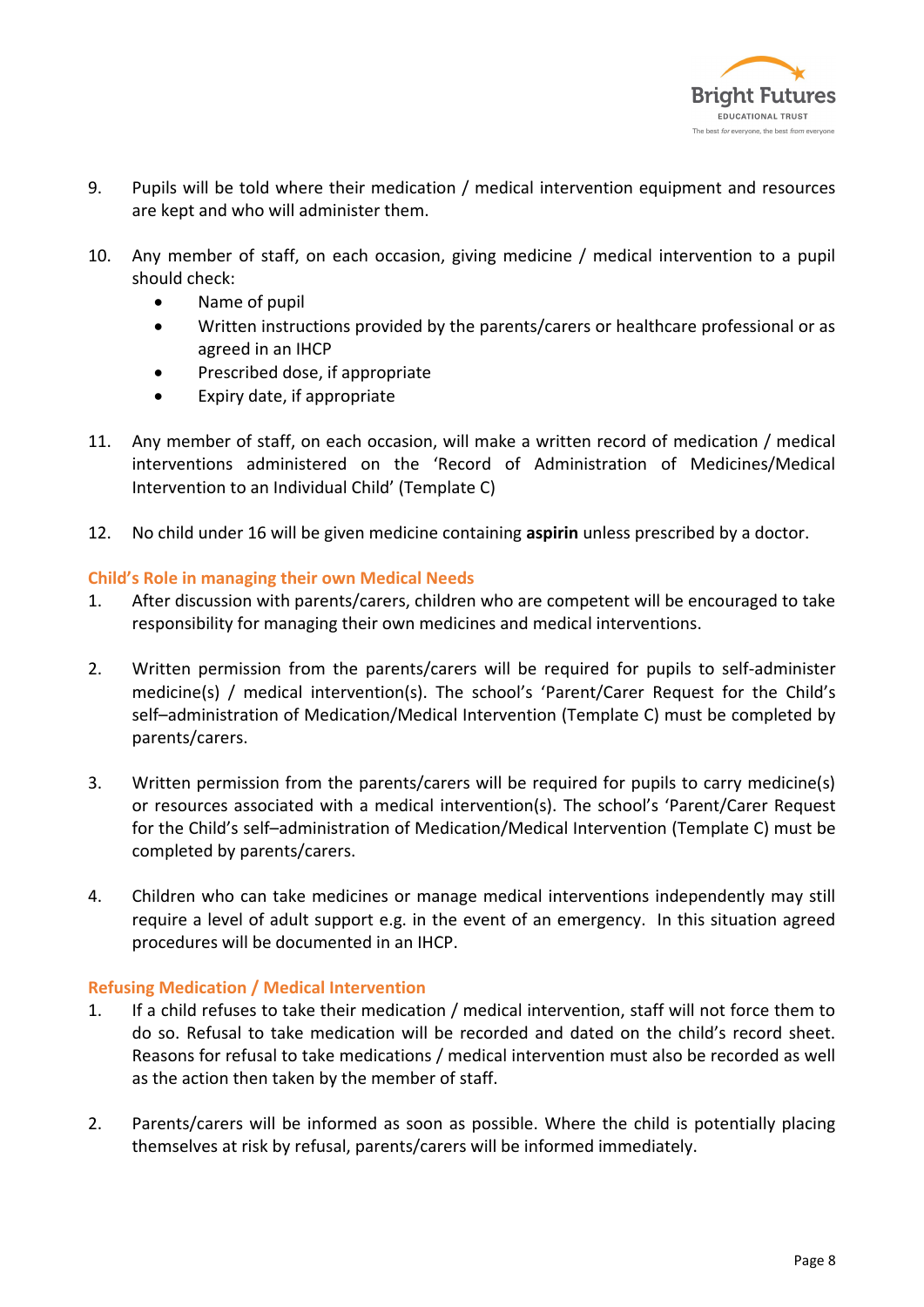9. Pupils will be told where their medication / medical intervention equipment and resources are kept and who will administer them.

10. Any member of staff, on each occasion, giving medicine / medical intervention to a pupil should check:
    - Name of pupil
    - Written instructions provided by the parents/carers or healthcare professional or as agreed in an IHCP
    - Prescribed dose, if appropriate
    - Expiry date, if appropriate

11. Any member of staff, on each occasion, will make a written record of medication / medical interventions administered on the 'Record of Administration of Medicines/Medical Intervention to an Individual Child' (Template C)

12. No child under 16 will be given medicine containing **aspirin** unless prescribed by a doctor.

### Child's Role in managing their own Medical Needs

1. After discussion with parents/carers, children who are competent will be encouraged to take responsibility for managing their own medicines and medical interventions.

2. Written permission from the parents/carers will be required for pupils to self-administer medicine(s) / medical intervention(s). The school's 'Parent/Carer Request for the Child's self–administration of Medication/Medical Intervention (Template C) must be completed by parents/carers.

3. Written permission from the parents/carers will be required for pupils to carry medicine(s) or resources associated with a medical intervention(s). The school's 'Parent/Carer Request for the Child's self–administration of Medication/Medical Intervention (Template C) must be completed by parents/carers.

4. Children who can take medicines or manage medical interventions independently may still require a level of adult support e.g. in the event of an emergency. In this situation agreed procedures will be documented in an IHCP.

### Refusing Medication / Medical Intervention

1. If a child refuses to take their medication / medical intervention, staff will not force them to do so. Refusal to take medication will be recorded and dated on the child's record sheet. Reasons for refusal to take medications / medical intervention must also be recorded as well as the action then taken by the member of staff.

2. Parents/carers will be informed as soon as possible. Where the child is potentially placing themselves at risk by refusal, parents/carers will be informed immediately.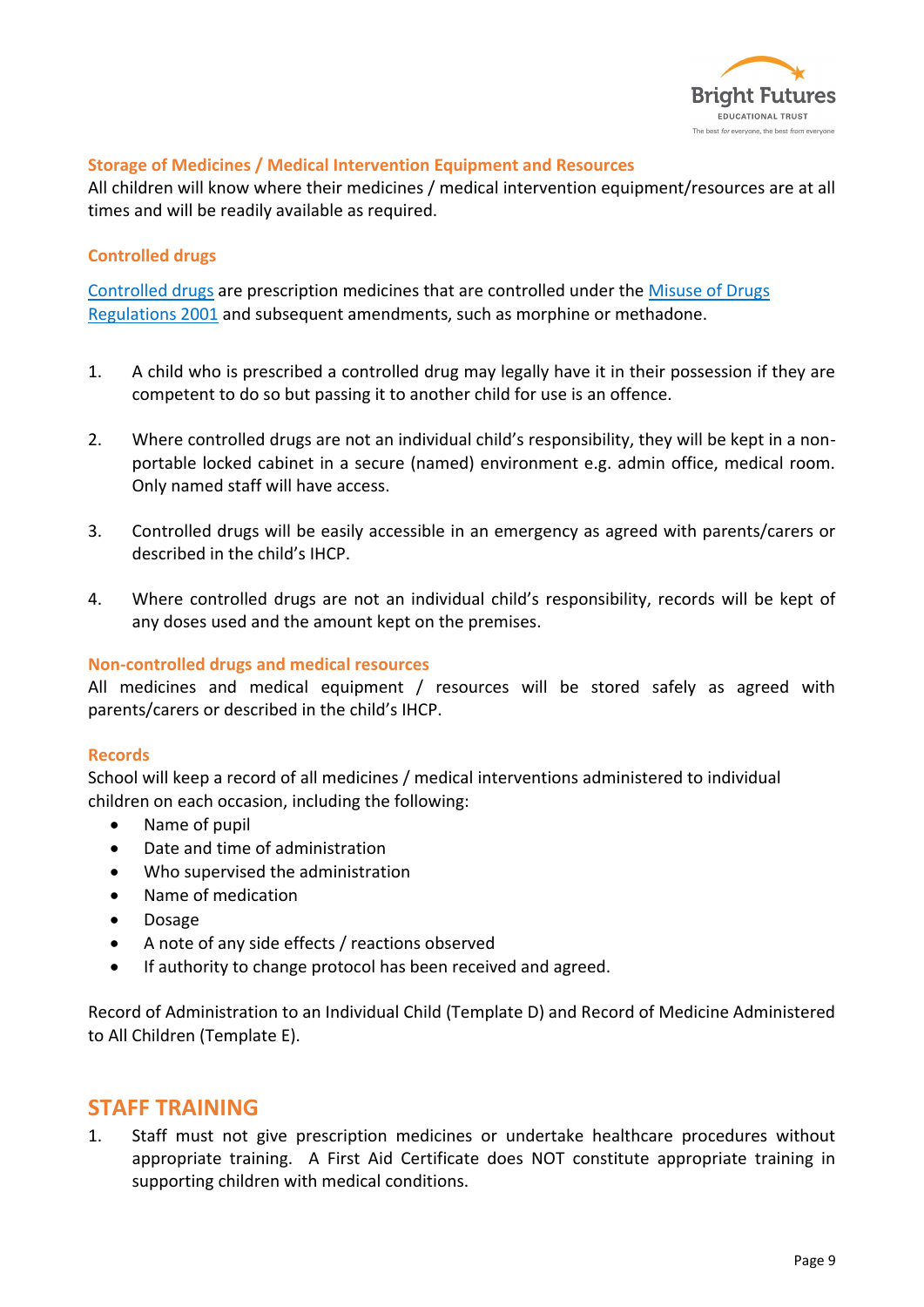### Storage of Medicines / Medical Intervention Equipment and Resources

All children will know where their medicines / medical intervention equipment/resources are at all times and will be readily available as required.

### Controlled drugs

Controlled drugs are prescription medicines that are controlled under the Misuse of Drugs Regulations 2001 and subsequent amendments, such as morphine or methadone.

1. A child who is prescribed a controlled drug may legally have it in their possession if they are competent to do so but passing it to another child for use is an offence.

2. Where controlled drugs are not an individual child's responsibility, they will be kept in a non-portable locked cabinet in a secure (named) environment e.g. admin office, medical room. Only named staff will have access.

3. Controlled drugs will be easily accessible in an emergency as agreed with parents/carers or described in the child's IHCP.

4. Where controlled drugs are not an individual child's responsibility, records will be kept of any doses used and the amount kept on the premises.

### Non-controlled drugs and medical resources

All medicines and medical equipment / resources will be stored safely as agreed with parents/carers or described in the child's IHCP.

### Records

School will keep a record of all medicines / medical interventions administered to individual children on each occasion, including the following:

- Name of pupil
- Date and time of administration
- Who supervised the administration
- Name of medication
- Dosage
- A note of any side effects / reactions observed
- If authority to change protocol has been received and agreed.

Record of Administration to an Individual Child (Template D) and Record of Medicine Administered to All Children (Template E).

## STAFF TRAINING

1. Staff must not give prescription medicines or undertake healthcare procedures without appropriate training. A First Aid Certificate does NOT constitute appropriate training in supporting children with medical conditions.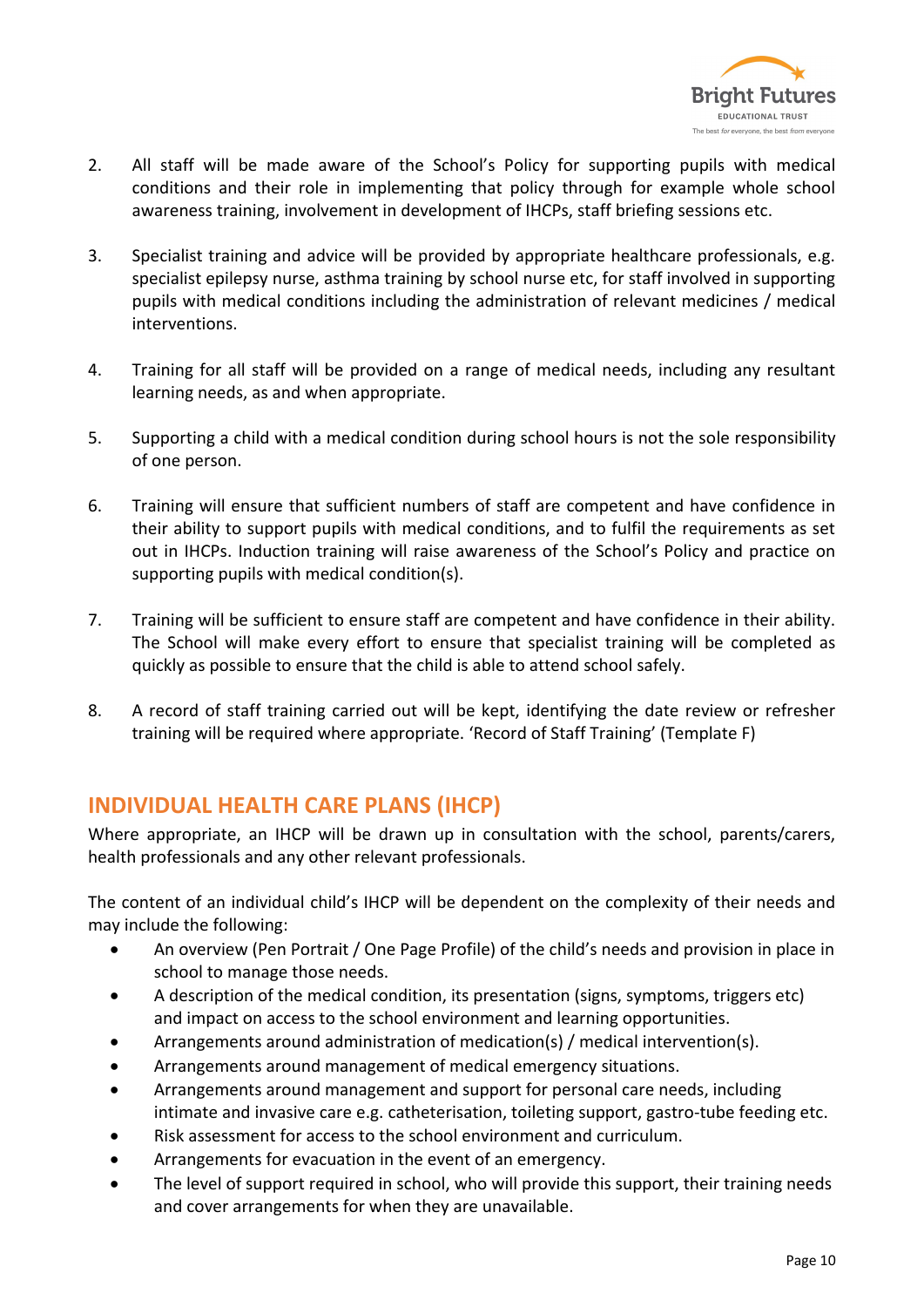2. All staff will be made aware of the School's Policy for supporting pupils with medical conditions and their role in implementing that policy through for example whole school awareness training, involvement in development of IHCPs, staff briefing sessions etc.

3. Specialist training and advice will be provided by appropriate healthcare professionals, e.g. specialist epilepsy nurse, asthma training by school nurse etc, for staff involved in supporting pupils with medical conditions including the administration of relevant medicines / medical interventions.

4. Training for all staff will be provided on a range of medical needs, including any resultant learning needs, as and when appropriate.

5. Supporting a child with a medical condition during school hours is not the sole responsibility of one person.

6. Training will ensure that sufficient numbers of staff are competent and have confidence in their ability to support pupils with medical conditions, and to fulfil the requirements as set out in IHCPs. Induction training will raise awareness of the School's Policy and practice on supporting pupils with medical condition(s).

7. Training will be sufficient to ensure staff are competent and have confidence in their ability. The School will make every effort to ensure that specialist training will be completed as quickly as possible to ensure that the child is able to attend school safely.

8. A record of staff training carried out will be kept, identifying the date review or refresher training will be required where appropriate. 'Record of Staff Training' (Template F)

## INDIVIDUAL HEALTH CARE PLANS (IHCP)

Where appropriate, an IHCP will be drawn up in consultation with the school, parents/carers, health professionals and any other relevant professionals.

The content of an individual child's IHCP will be dependent on the complexity of their needs and may include the following:

- An overview (Pen Portrait / One Page Profile) of the child's needs and provision in place in school to manage those needs.
- A description of the medical condition, its presentation (signs, symptoms, triggers etc) and impact on access to the school environment and learning opportunities.
- Arrangements around administration of medication(s) / medical intervention(s).
- Arrangements around management of medical emergency situations.
- Arrangements around management and support for personal care needs, including intimate and invasive care e.g. catheterisation, toileting support, gastro-tube feeding etc.
- Risk assessment for access to the school environment and curriculum.
- Arrangements for evacuation in the event of an emergency.
- The level of support required in school, who will provide this support, their training needs and cover arrangements for when they are unavailable.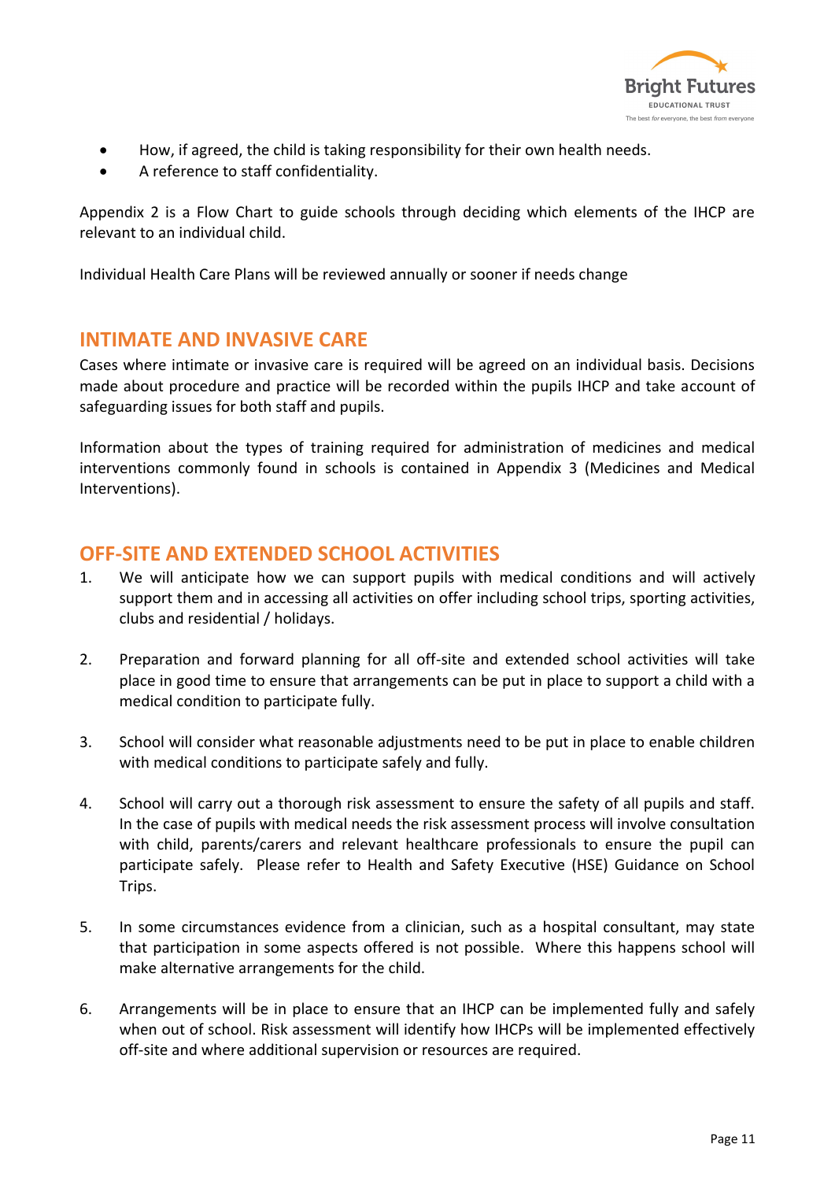- How, if agreed, the child is taking responsibility for their own health needs.
- A reference to staff confidentiality.

Appendix 2 is a Flow Chart to guide schools through deciding which elements of the IHCP are relevant to an individual child.

Individual Health Care Plans will be reviewed annually or sooner if needs change

## INTIMATE AND INVASIVE CARE

Cases where intimate or invasive care is required will be agreed on an individual basis. Decisions made about procedure and practice will be recorded within the pupils IHCP and take account of safeguarding issues for both staff and pupils.

Information about the types of training required for administration of medicines and medical interventions commonly found in schools is contained in Appendix 3 (Medicines and Medical Interventions).

## OFF-SITE AND EXTENDED SCHOOL ACTIVITIES

1. We will anticipate how we can support pupils with medical conditions and will actively support them and in accessing all activities on offer including school trips, sporting activities, clubs and residential / holidays.

2. Preparation and forward planning for all off-site and extended school activities will take place in good time to ensure that arrangements can be put in place to support a child with a medical condition to participate fully.

3. School will consider what reasonable adjustments need to be put in place to enable children with medical conditions to participate safely and fully.

4. School will carry out a thorough risk assessment to ensure the safety of all pupils and staff. In the case of pupils with medical needs the risk assessment process will involve consultation with child, parents/carers and relevant healthcare professionals to ensure the pupil can participate safely. Please refer to Health and Safety Executive (HSE) Guidance on School Trips.

5. In some circumstances evidence from a clinician, such as a hospital consultant, may state that participation in some aspects offered is not possible. Where this happens school will make alternative arrangements for the child.

6. Arrangements will be in place to ensure that an IHCP can be implemented fully and safely when out of school. Risk assessment will identify how IHCPs will be implemented effectively off-site and where additional supervision or resources are required.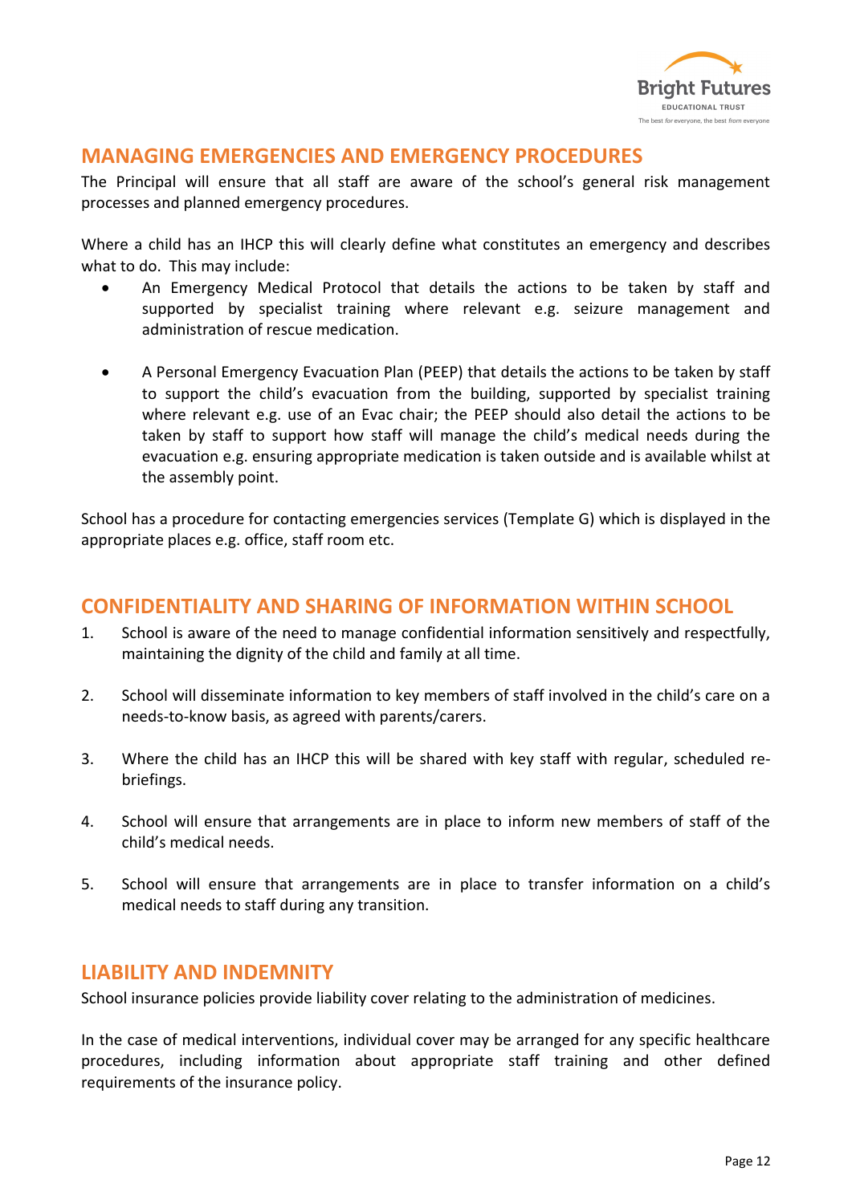## MANAGING EMERGENCIES AND EMERGENCY PROCEDURES

The Principal will ensure that all staff are aware of the school's general risk management processes and planned emergency procedures.

Where a child has an IHCP this will clearly define what constitutes an emergency and describes what to do. This may include:

- An Emergency Medical Protocol that details the actions to be taken by staff and supported by specialist training where relevant e.g. seizure management and administration of rescue medication.
- A Personal Emergency Evacuation Plan (PEEP) that details the actions to be taken by staff to support the child's evacuation from the building, supported by specialist training where relevant e.g. use of an Evac chair; the PEEP should also detail the actions to be taken by staff to support how staff will manage the child's medical needs during the evacuation e.g. ensuring appropriate medication is taken outside and is available whilst at the assembly point.

School has a procedure for contacting emergencies services (Template G) which is displayed in the appropriate places e.g. office, staff room etc.

## CONFIDENTIALITY AND SHARING OF INFORMATION WITHIN SCHOOL

1. School is aware of the need to manage confidential information sensitively and respectfully, maintaining the dignity of the child and family at all time.
2. School will disseminate information to key members of staff involved in the child's care on a needs-to-know basis, as agreed with parents/carers.
3. Where the child has an IHCP this will be shared with key staff with regular, scheduled re-briefings.
4. School will ensure that arrangements are in place to inform new members of staff of the child's medical needs.
5. School will ensure that arrangements are in place to transfer information on a child's medical needs to staff during any transition.

## LIABILITY AND INDEMNITY

School insurance policies provide liability cover relating to the administration of medicines.

In the case of medical interventions, individual cover may be arranged for any specific healthcare procedures, including information about appropriate staff training and other defined requirements of the insurance policy.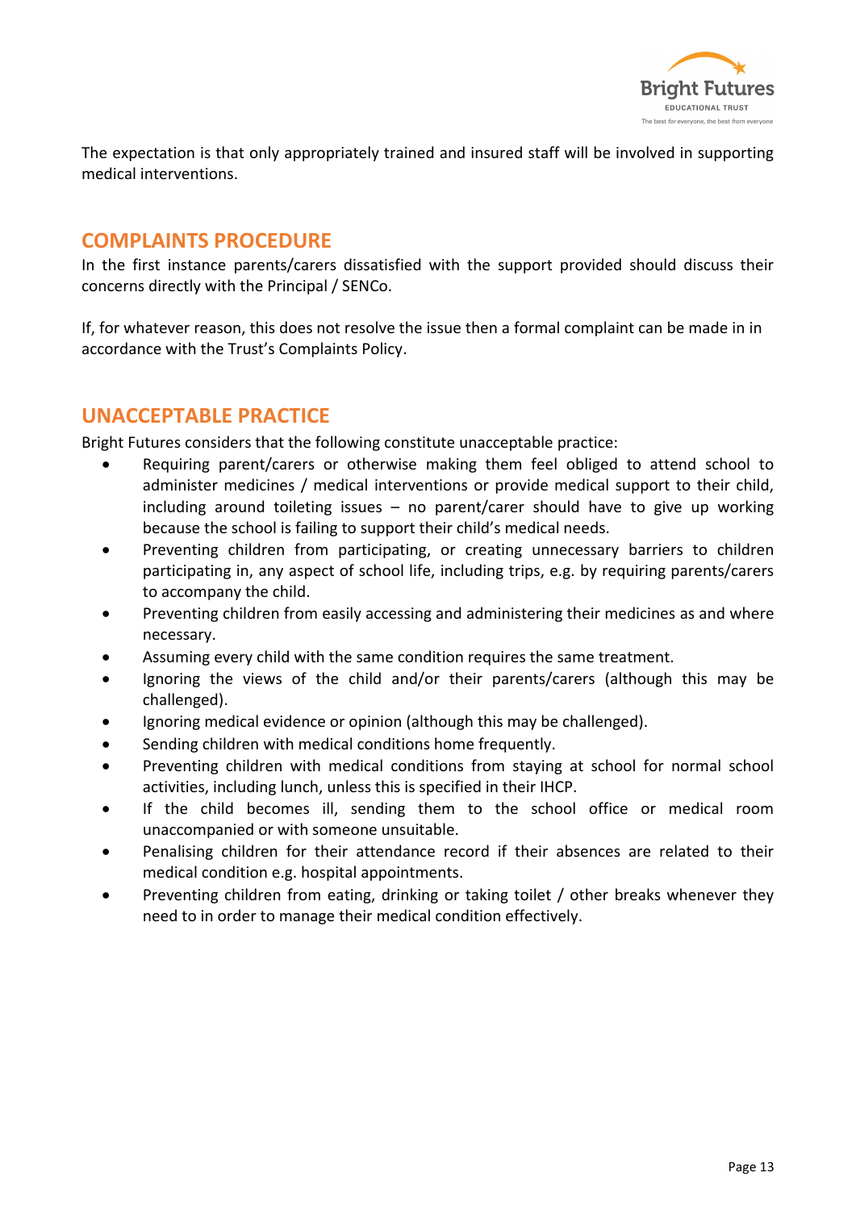The expectation is that only appropriately trained and insured staff will be involved in supporting medical interventions.

## COMPLAINTS PROCEDURE

In the first instance parents/carers dissatisfied with the support provided should discuss their concerns directly with the Principal / SENCo.

If, for whatever reason, this does not resolve the issue then a formal complaint can be made in in accordance with the Trust's Complaints Policy.

## UNACCEPTABLE PRACTICE

Bright Futures considers that the following constitute unacceptable practice:

- Requiring parent/carers or otherwise making them feel obliged to attend school to administer medicines / medical interventions or provide medical support to their child, including around toileting issues – no parent/carer should have to give up working because the school is failing to support their child's medical needs.
- Preventing children from participating, or creating unnecessary barriers to children participating in, any aspect of school life, including trips, e.g. by requiring parents/carers to accompany the child.
- Preventing children from easily accessing and administering their medicines as and where necessary.
- Assuming every child with the same condition requires the same treatment.
- Ignoring the views of the child and/or their parents/carers (although this may be challenged).
- Ignoring medical evidence or opinion (although this may be challenged).
- Sending children with medical conditions home frequently.
- Preventing children with medical conditions from staying at school for normal school activities, including lunch, unless this is specified in their IHCP.
- If the child becomes ill, sending them to the school office or medical room unaccompanied or with someone unsuitable.
- Penalising children for their attendance record if their absences are related to their medical condition e.g. hospital appointments.
- Preventing children from eating, drinking or taking toilet / other breaks whenever they need to in order to manage their medical condition effectively.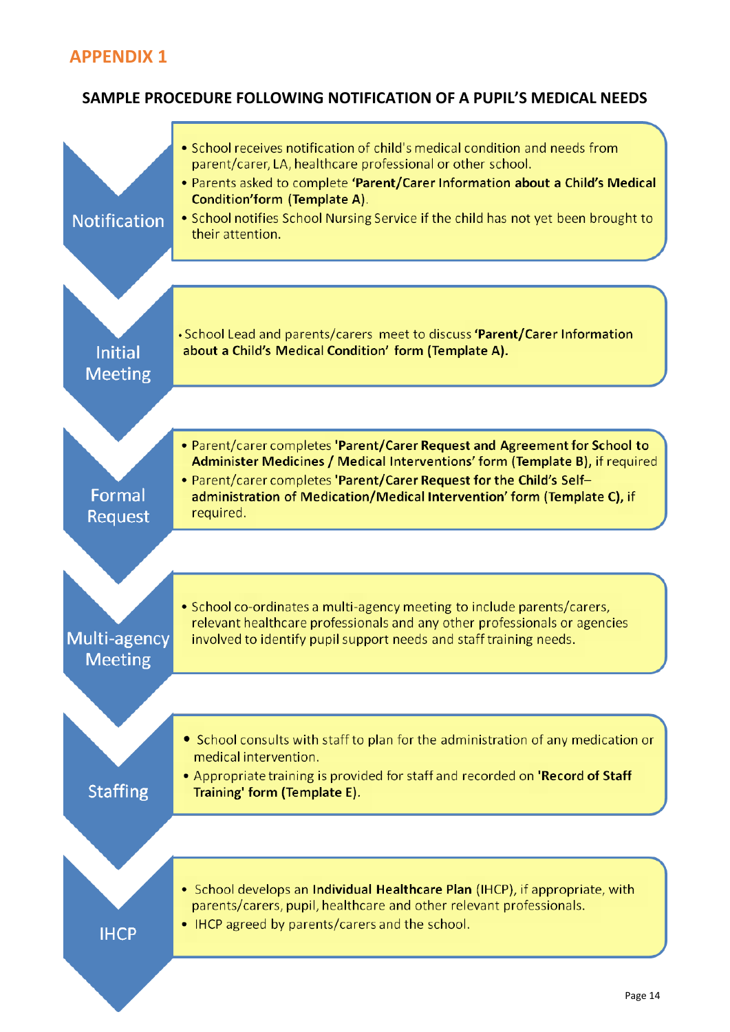# APPENDIX 1

## SAMPLE PROCEDURE FOLLOWING NOTIFICATION OF A PUPIL'S MEDICAL NEEDS

### Notification

- School receives notification of child's medical condition and needs from parent/carer, LA, healthcare professional or other school.
- Parents asked to complete **'Parent/Carer Information about a Child's Medical Condition' form (Template A)**.
- School notifies School Nursing Service if the child has not yet been brought to their attention.

### Initial Meeting

- School Lead and parents/carers meet to discuss **'Parent/Carer Information about a Child's Medical Condition' form (Template A).**

### Formal Request

- Parent/carer completes **'Parent/Carer Request and Agreement for School to Administer Medicines / Medical Interventions' form (Template B),** if required
- Parent/carer completes **'Parent/Carer Request for the Child's Self–administration of Medication/Medical Intervention' form (Template C),** if required.

### Multi-agency Meeting

- School co-ordinates a multi-agency meeting to include parents/carers, relevant healthcare professionals and any other professionals or agencies involved to identify pupil support needs and staff training needs.

### Staffing

- School consults with staff to plan for the administration of any medication or medical intervention.
- Appropriate training is provided for staff and recorded on **'Record of Staff Training' form (Template E).**

### IHCP

- School develops an **Individual Healthcare Plan** (IHCP), if appropriate, with parents/carers, pupil, healthcare and other relevant professionals.
- IHCP agreed by parents/carers and the school.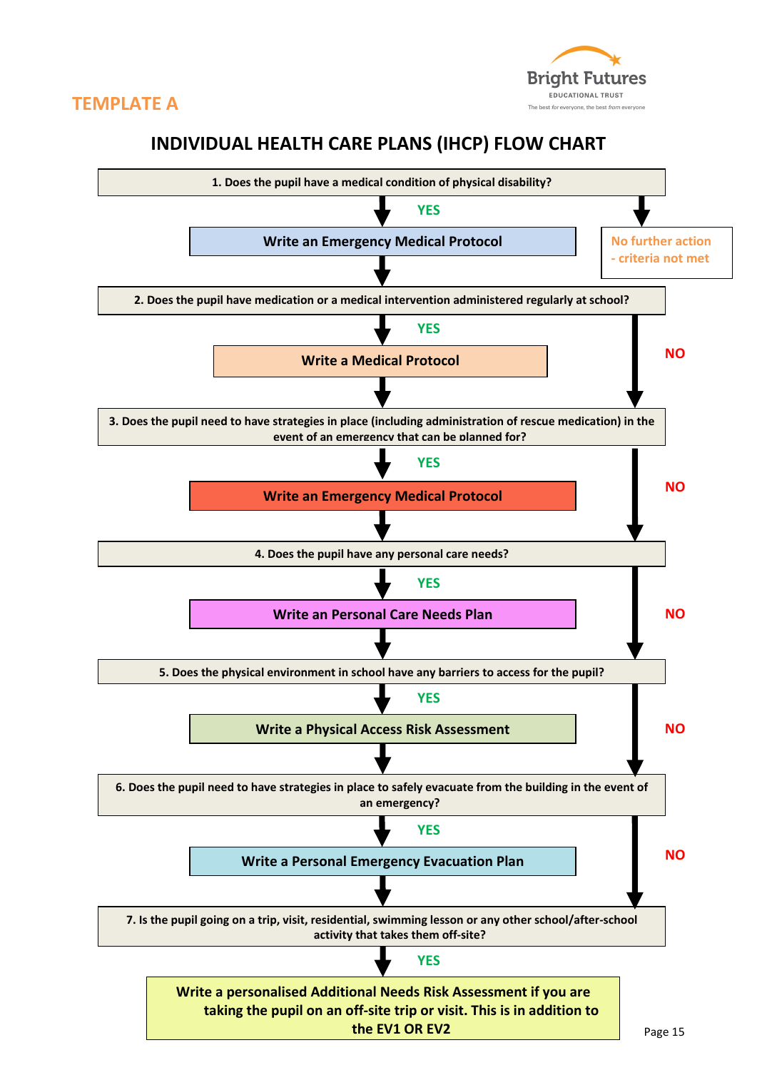TEMPLATE A

# INDIVIDUAL HEALTH CARE PLANS (IHCP) FLOW CHART

**1. Does the pupil have a medical condition of physical disability?**

YES → **Write an Emergency Medical Protocol**

(Otherwise) → No further action - criteria not met

**2. Does the pupil have medication or a medical intervention administered regularly at school?**

YES → **Write a Medical Protocol**

NO → go to question 3

**3. Does the pupil need to have strategies in place (including administration of rescue medication) in the event of an emergency that can be planned for?**

YES → **Write an Emergency Medical Protocol**

NO → go to question 4

**4. Does the pupil have any personal care needs?**

YES → **Write an Personal Care Needs Plan**

NO → go to question 5

**5. Does the physical environment in school have any barriers to access for the pupil?**

YES → **Write a Physical Access Risk Assessment**

NO → go to question 6

**6. Does the pupil need to have strategies in place to safely evacuate from the building in the event of an emergency?**

YES → **Write a Personal Emergency Evacuation Plan**

NO → go to question 7

**7. Is the pupil going on a trip, visit, residential, swimming lesson or any other school/after-school activity that takes them off-site?**

YES → **Write a personalised Additional Needs Risk Assessment if you are taking the pupil on an off-site trip or visit. This is in addition to the EV1 OR EV2**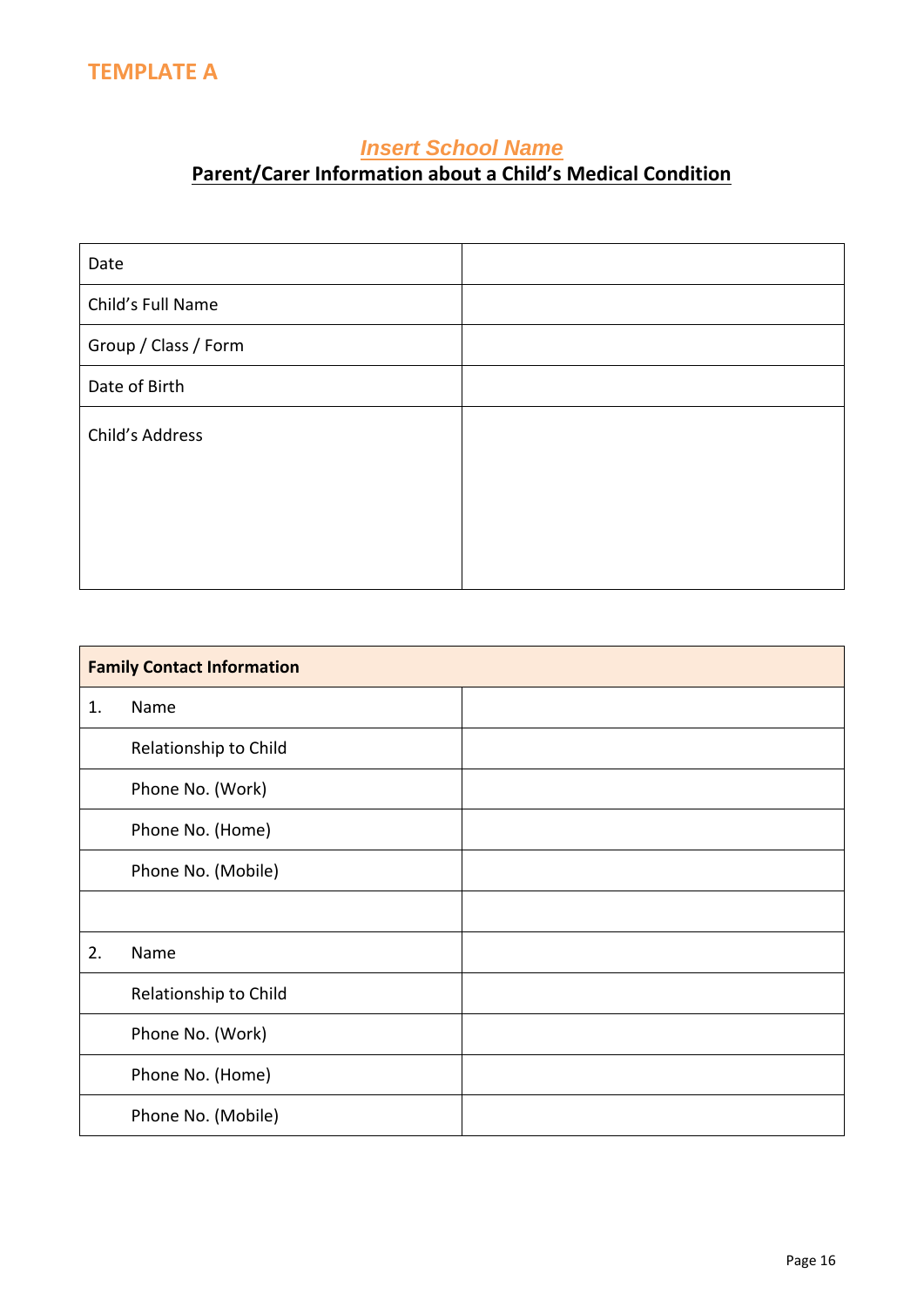## TEMPLATE A

### *Insert School Name*

### Parent/Carer Information about a Child's Medical Condition

| | |
|---|---|
| Date | |
| Child's Full Name | |
| Group / Class / Form | |
| Date of Birth | |
| Child's Address | |

| **Family Contact Information** | | |
|---|---|---|
| 1. | Name | |
| | Relationship to Child | |
| | Phone No. (Work) | |
| | Phone No. (Home) | |
| | Phone No. (Mobile) | |
| | | |
| 2. | Name | |
| | Relationship to Child | |
| | Phone No. (Work) | |
| | Phone No. (Home) | |
| | Phone No. (Mobile) | |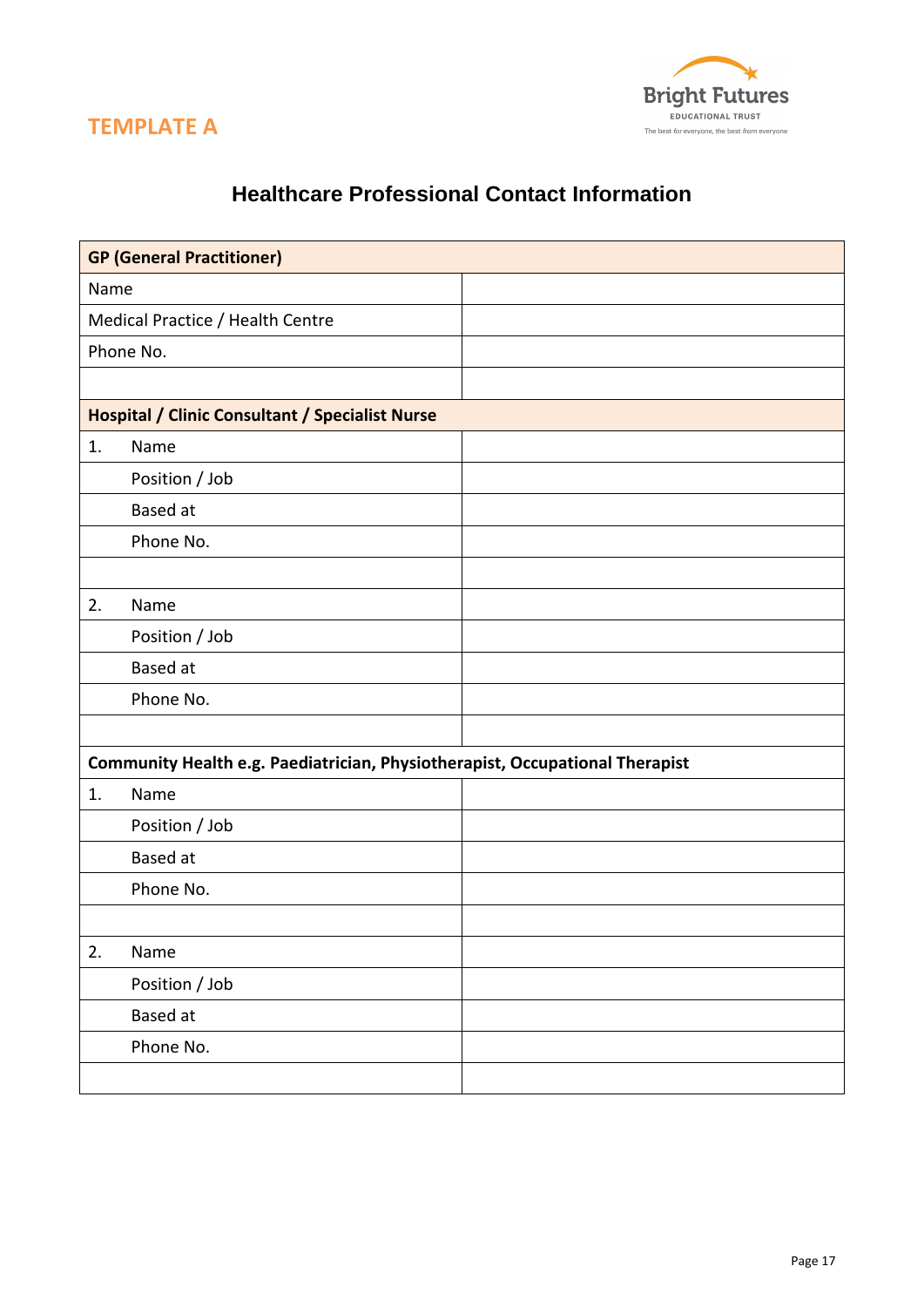TEMPLATE A

Bright Futures
EDUCATIONAL TRUST
The best *for* everyone, the best *from* everyone

# Healthcare Professional Contact Information

| **GP (General Practitioner)** | |
|---|---|
| Name | |
| Medical Practice / Health Centre | |
| Phone No. | |
| | |
| **Hospital / Clinic Consultant / Specialist Nurse** | |
| 1. Name | |
| Position / Job | |
| Based at | |
| Phone No. | |
| | |
| 2. Name | |
| Position / Job | |
| Based at | |
| Phone No. | |
| | |
| **Community Health e.g. Paediatrician, Physiotherapist, Occupational Therapist** | |
| 1. Name | |
| Position / Job | |
| Based at | |
| Phone No. | |
| | |
| 2. Name | |
| Position / Job | |
| Based at | |
| Phone No. | |
| | |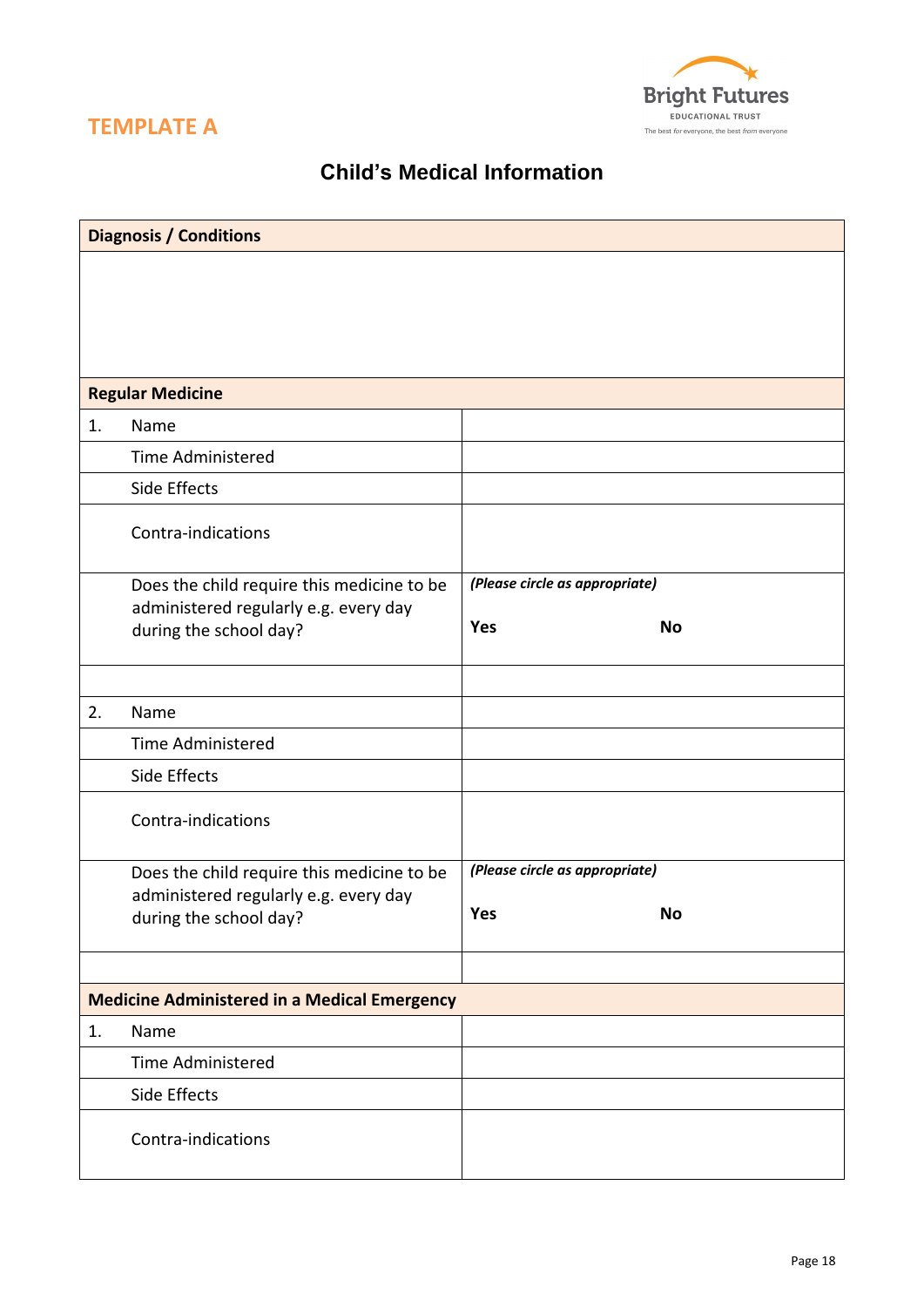**TEMPLATE A**

Bright Futures
EDUCATIONAL TRUST
The best *for* everyone, the best *from* everyone

## Child's Medical Information

| **Diagnosis / Conditions** | | |
|---|---|---|
| | | |
| **Regular Medicine** | | |
| 1. | Name | |
| | Time Administered | |
| | Side Effects | |
| | Contra-indications | |
| | Does the child require this medicine to be administered regularly e.g. every day during the school day? | ***(Please circle as appropriate)*** **Yes** **No** |
| | | |
| 2. | Name | |
| | Time Administered | |
| | Side Effects | |
| | Contra-indications | |
| | Does the child require this medicine to be administered regularly e.g. every day during the school day? | ***(Please circle as appropriate)*** **Yes** **No** |
| | | |
| **Medicine Administered in a Medical Emergency** | | |
| 1. | Name | |
| | Time Administered | |
| | Side Effects | |
| | Contra-indications | |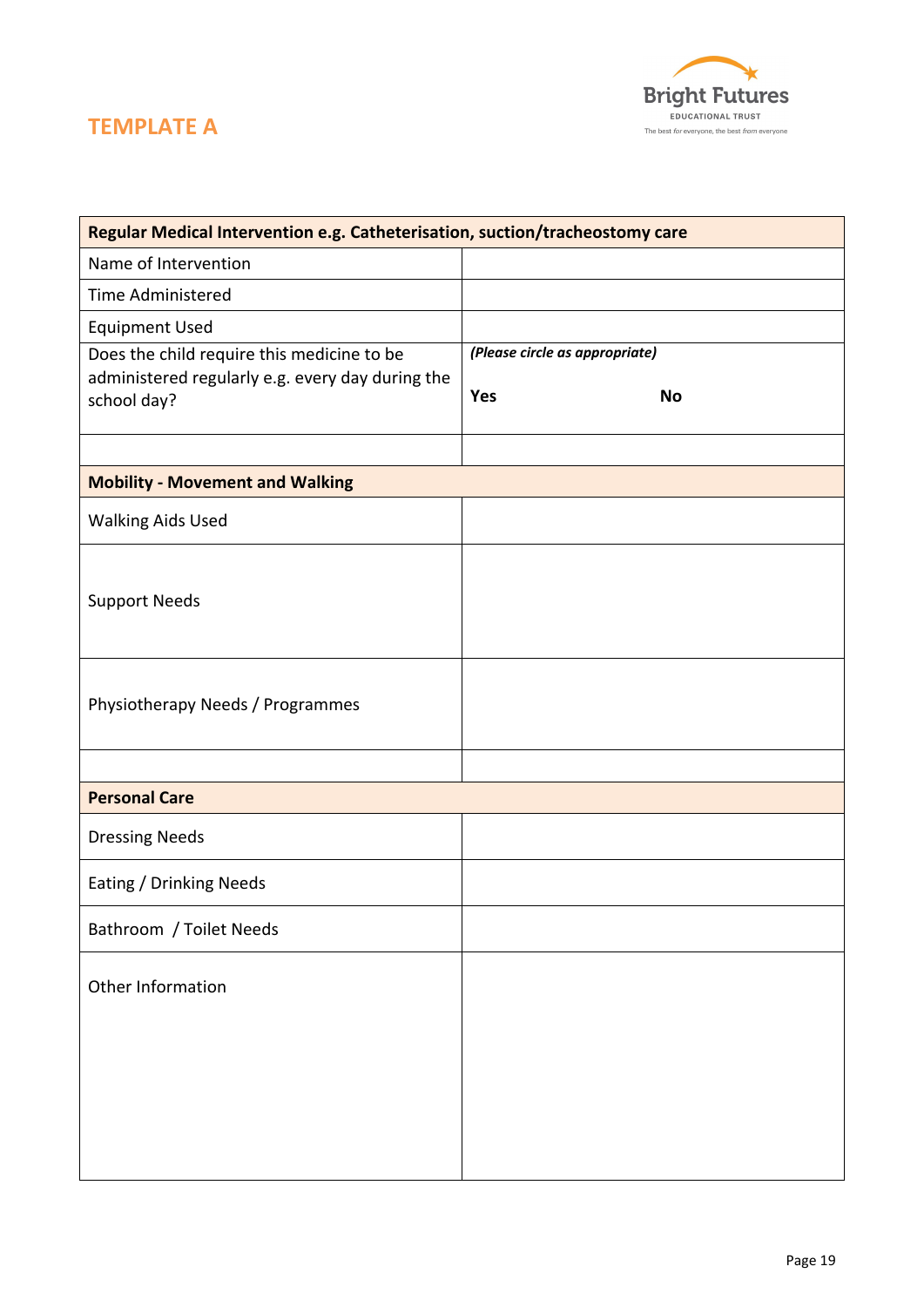## TEMPLATE A

Bright Futures
EDUCATIONAL TRUST
The best *for* everyone, the best *from* everyone

| **Regular Medical Intervention e.g. Catheterisation, suction/tracheostomy care** | |
|---|---|
| Name of Intervention | |
| Time Administered | |
| Equipment Used | |
| Does the child require this medicine to be administered regularly e.g. every day during the school day? | ***(Please circle as appropriate)*** **Yes** **No** |
| | |
| **Mobility - Movement and Walking** | |
| Walking Aids Used | |
| Support Needs | |
| Physiotherapy Needs / Programmes | |
| | |
| **Personal Care** | |
| Dressing Needs | |
| Eating / Drinking Needs | |
| Bathroom / Toilet Needs | |
| Other Information | |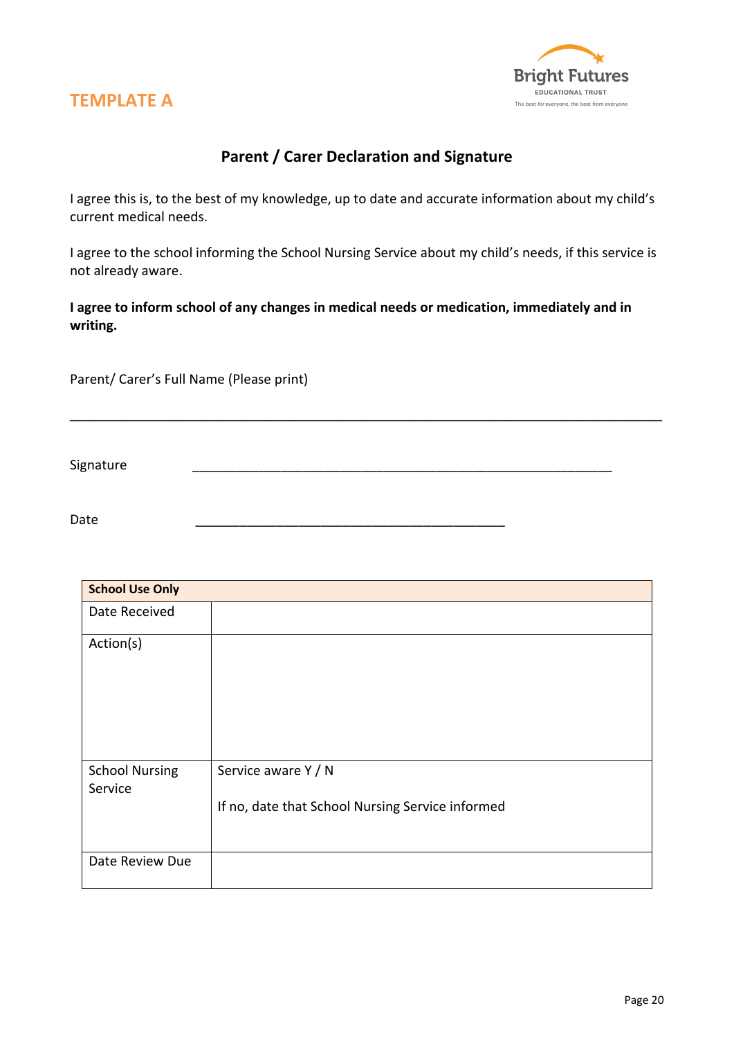**TEMPLATE A**

Bright Futures
EDUCATIONAL TRUST
The best *for* everyone, the best *from* everyone

## Parent / Carer Declaration and Signature

I agree this is, to the best of my knowledge, up to date and accurate information about my child's current medical needs.

I agree to the school informing the School Nursing Service about my child's needs, if this service is not already aware.

**I agree to inform school of any changes in medical needs or medication, immediately and in writing.**

Parent/ Carer's Full Name (Please print)

_______________________________________________________________________________

Signature _______________________________________________________

Date ________________________________________

| **School Use Only** | |
|---|---|
| Date Received | |
| Action(s) | |
| School Nursing Service | Service aware Y / N<br><br>If no, date that School Nursing Service informed |
| Date Review Due | |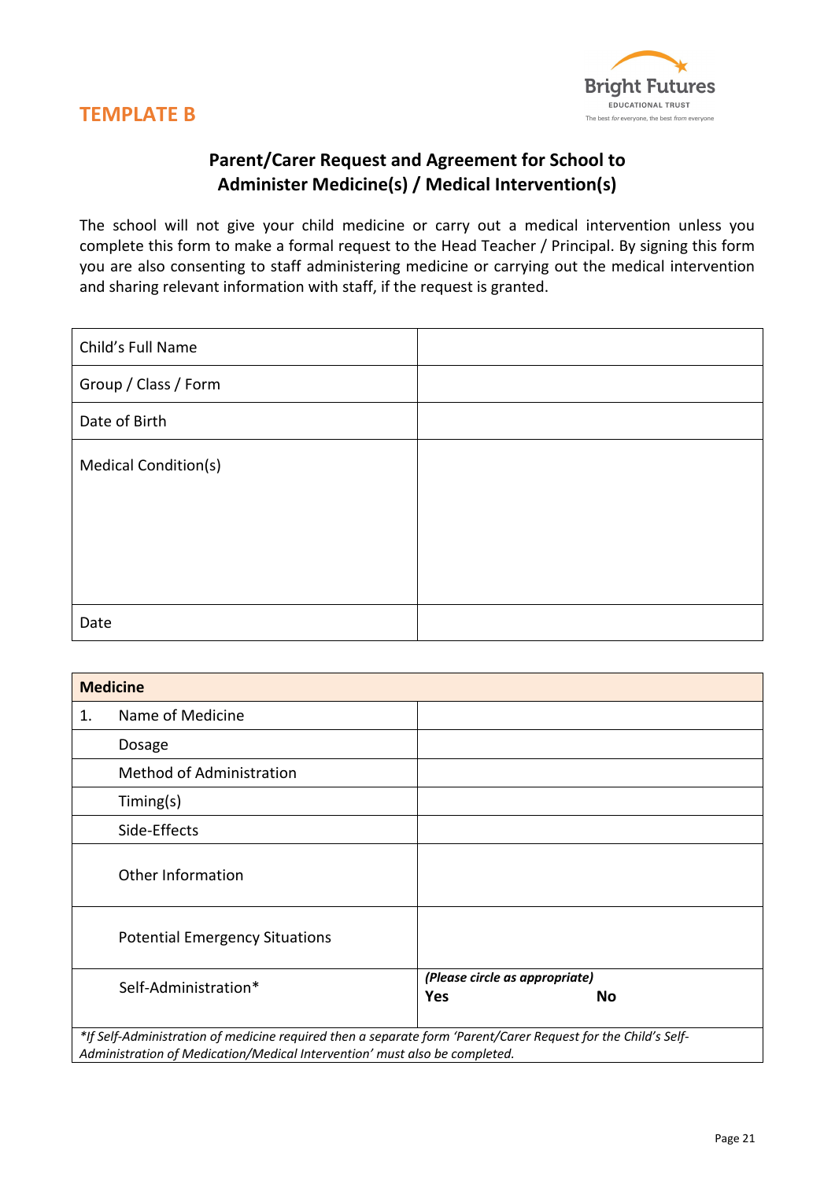**TEMPLATE B**

Bright Futures
EDUCATIONAL TRUST
The best *for* everyone, the best *from* everyone

## Parent/Carer Request and Agreement for School to Administer Medicine(s) / Medical Intervention(s)

The school will not give your child medicine or carry out a medical intervention unless you complete this form to make a formal request to the Head Teacher / Principal. By signing this form you are also consenting to staff administering medicine or carrying out the medical intervention and sharing relevant information with staff, if the request is granted.

| Child's Full Name | |
|---|---|
| Group / Class / Form | |
| Date of Birth | |
| Medical Condition(s) | |
| Date | |

| **Medicine** | | |
|---|---|---|
| 1. | Name of Medicine | |
| | Dosage | |
| | Method of Administration | |
| | Timing(s) | |
| | Side-Effects | |
| | Other Information | |
| | Potential Emergency Situations | |
| | Self-Administration* | *(Please circle as appropriate)* **Yes** **No** |
| *\*If Self-Administration of medicine required then a separate form 'Parent/Carer Request for the Child's Self-Administration of Medication/Medical Intervention' must also be completed.* | | |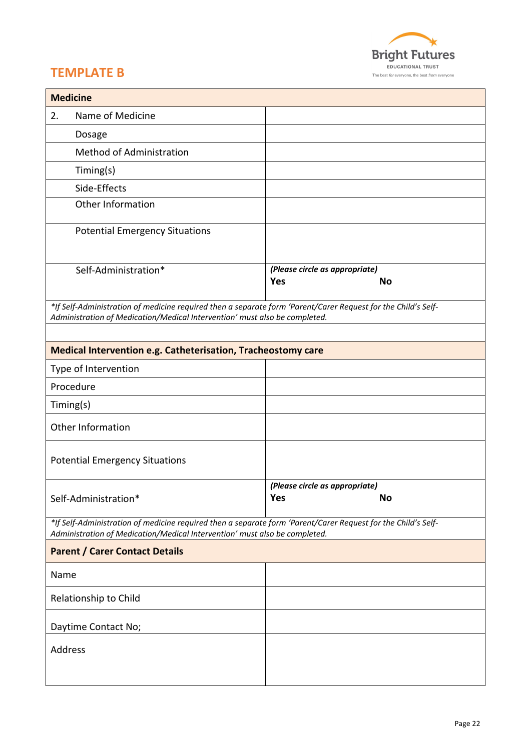## TEMPLATE B

| **Medicine** | |
|---|---|
| 2. Name of Medicine | |
| Dosage | |
| Method of Administration | |
| Timing(s) | |
| Side-Effects | |
| Other Information | |
| Potential Emergency Situations | |
| Self-Administration* | ***(Please circle as appropriate)*** **Yes** **No** |
| *\*If Self-Administration of medicine required then a separate form 'Parent/Carer Request for the Child's Self-Administration of Medication/Medical Intervention' must also be completed.* | |
| | |
| **Medical Intervention e.g. Catheterisation, Tracheostomy care** | |
| Type of Intervention | |
| Procedure | |
| Timing(s) | |
| Other Information | |
| Potential Emergency Situations | |
| Self-Administration* | ***(Please circle as appropriate)*** **Yes** **No** |
| *\*If Self-Administration of medicine required then a separate form 'Parent/Carer Request for the Child's Self-Administration of Medication/Medical Intervention' must also be completed.* | |
| **Parent / Carer Contact Details** | |
| Name | |
| Relationship to Child | |
| Daytime Contact No; | |
| Address | |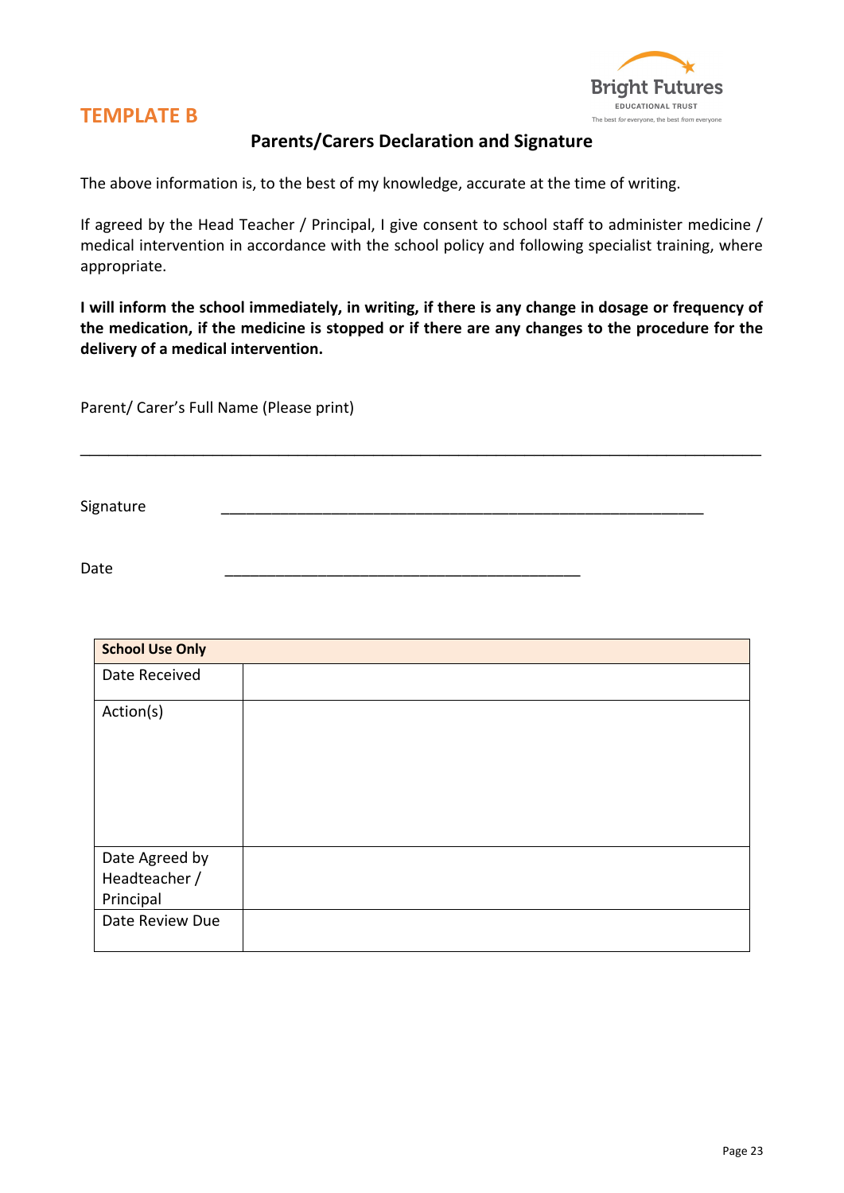## TEMPLATE B

### Parents/Carers Declaration and Signature

The above information is, to the best of my knowledge, accurate at the time of writing.

If agreed by the Head Teacher / Principal, I give consent to school staff to administer medicine / medical intervention in accordance with the school policy and following specialist training, where appropriate.

**I will inform the school immediately, in writing, if there is any change in dosage or frequency of the medication, if the medicine is stopped or if there are any changes to the procedure for the delivery of a medical intervention.**

Parent/ Carer's Full Name (Please print)

_______________________________________________________________________________

Signature _______________________________________________________

Date ________________________________________

| **School Use Only** | |
|---|---|
| Date Received | |
| Action(s) | |
| Date Agreed by Headteacher / Principal | |
| Date Review Due | |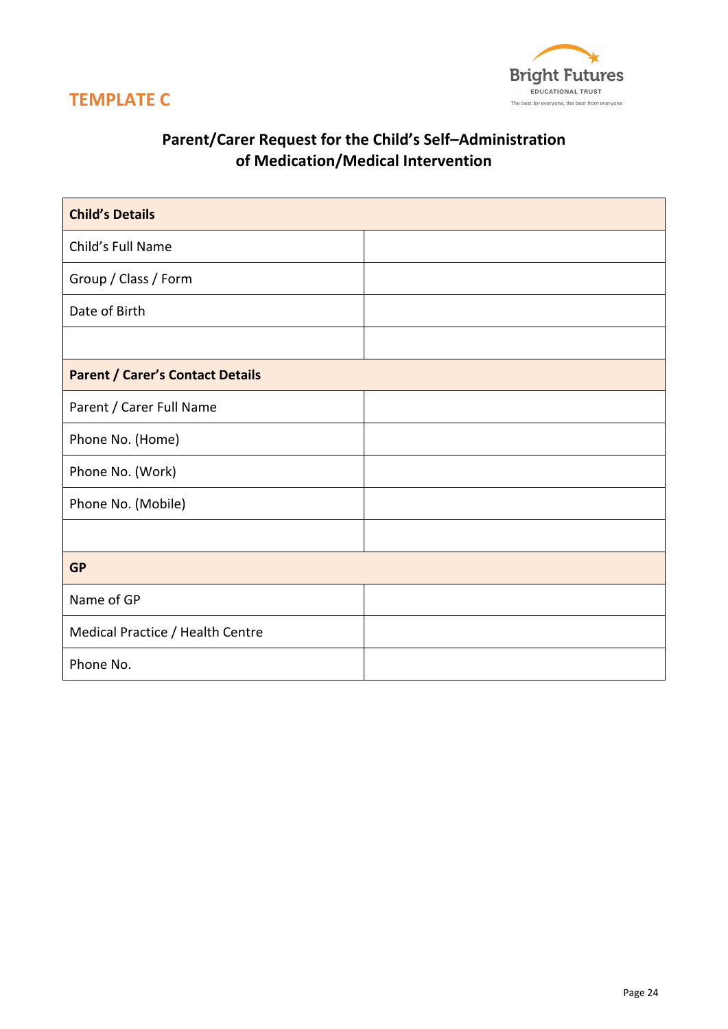TEMPLATE C

Bright Futures
EDUCATIONAL TRUST
The best *for* everyone, the best *from* everyone

## Parent/Carer Request for the Child's Self–Administration of Medication/Medical Intervention

| **Child's Details** | |
|---|---|
| Child's Full Name | |
| Group / Class / Form | |
| Date of Birth | |
| | |
| **Parent / Carer's Contact Details** | |
| Parent / Carer Full Name | |
| Phone No. (Home) | |
| Phone No. (Work) | |
| Phone No. (Mobile) | |
| | |
| **GP** | |
| Name of GP | |
| Medical Practice / Health Centre | |
| Phone No. | |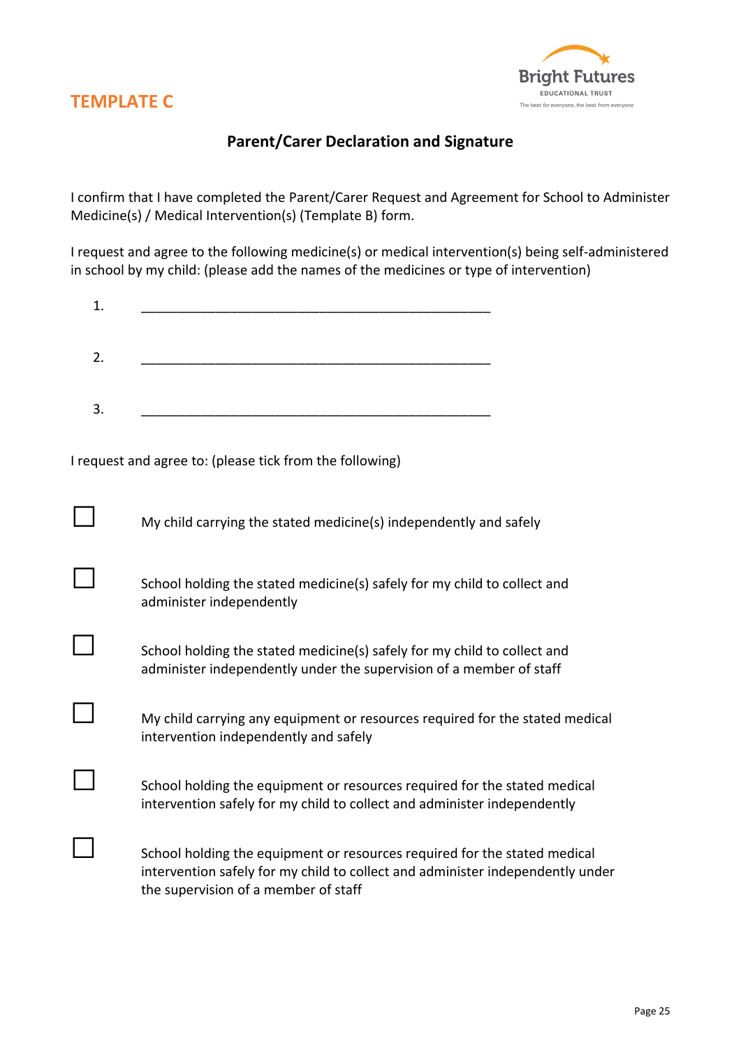TEMPLATE C

## Parent/Carer Declaration and Signature

I confirm that I have completed the Parent/Carer Request and Agreement for School to Administer Medicine(s) / Medical Intervention(s) (Template B) form.

I request and agree to the following medicine(s) or medical intervention(s) being self-administered in school by my child: (please add the names of the medicines or type of intervention)

1. ______________________________________________

2. ______________________________________________

3. ______________________________________________

I request and agree to: (please tick from the following)

☐ My child carrying the stated medicine(s) independently and safely

☐ School holding the stated medicine(s) safely for my child to collect and administer independently

☐ School holding the stated medicine(s) safely for my child to collect and administer independently under the supervision of a member of staff

☐ My child carrying any equipment or resources required for the stated medical intervention independently and safely

☐ School holding the equipment or resources required for the stated medical intervention safely for my child to collect and administer independently

☐ School holding the equipment or resources required for the stated medical intervention safely for my child to collect and administer independently under the supervision of a member of staff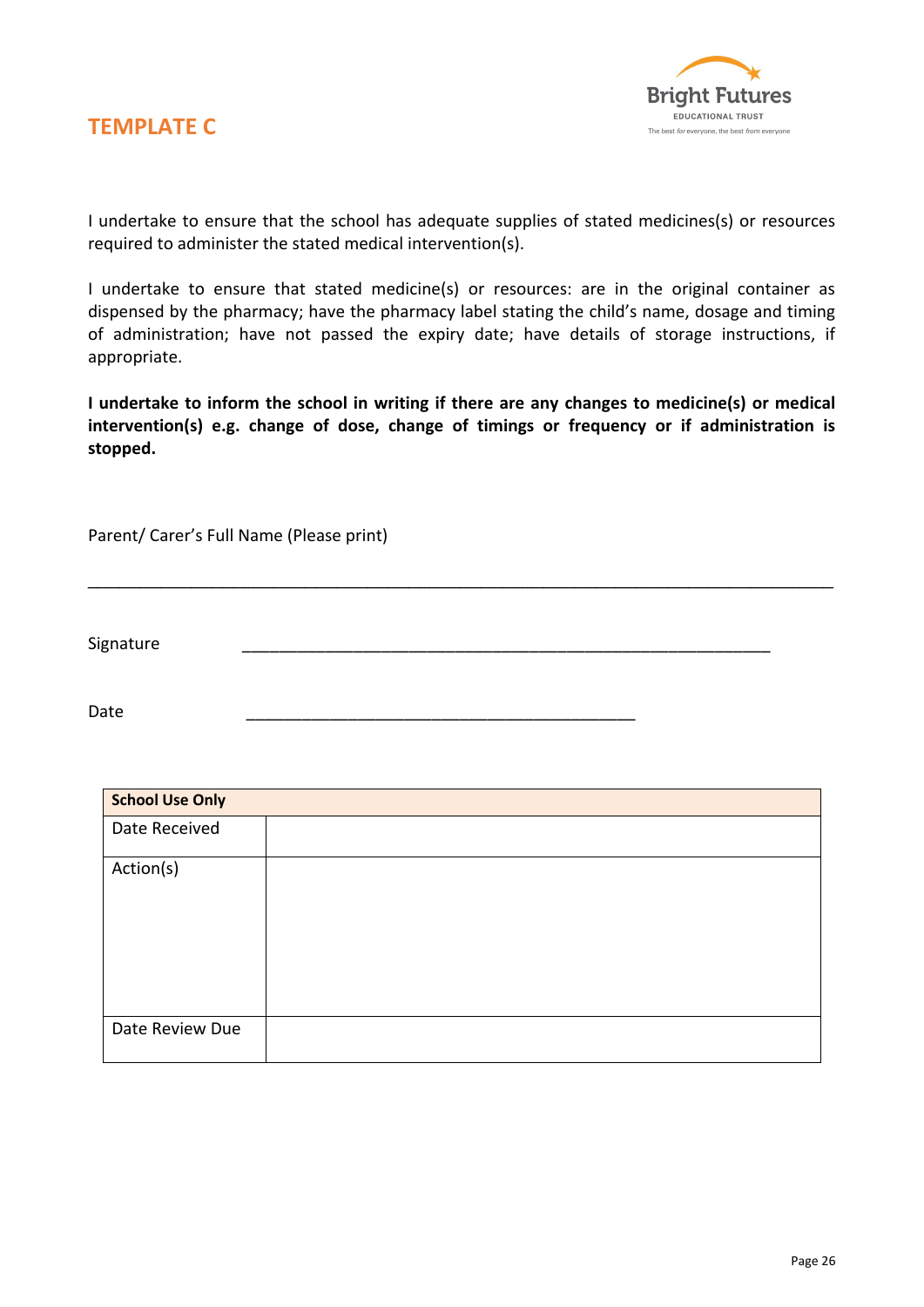## TEMPLATE C

I undertake to ensure that the school has adequate supplies of stated medicines(s) or resources required to administer the stated medical intervention(s).

I undertake to ensure that stated medicine(s) or resources: are in the original container as dispensed by the pharmacy; have the pharmacy label stating the child's name, dosage and timing of administration; have not passed the expiry date; have details of storage instructions, if appropriate.

**I undertake to inform the school in writing if there are any changes to medicine(s) or medical intervention(s) e.g. change of dose, change of timings or frequency or if administration is stopped.**

Parent/ Carer's Full Name (Please print)

_______________________________________________________________________________

Signature _______________________________________________________

Date ________________________________________

| **School Use Only** | |
|---|---|
| Date Received | |
| Action(s) | |
| Date Review Due | |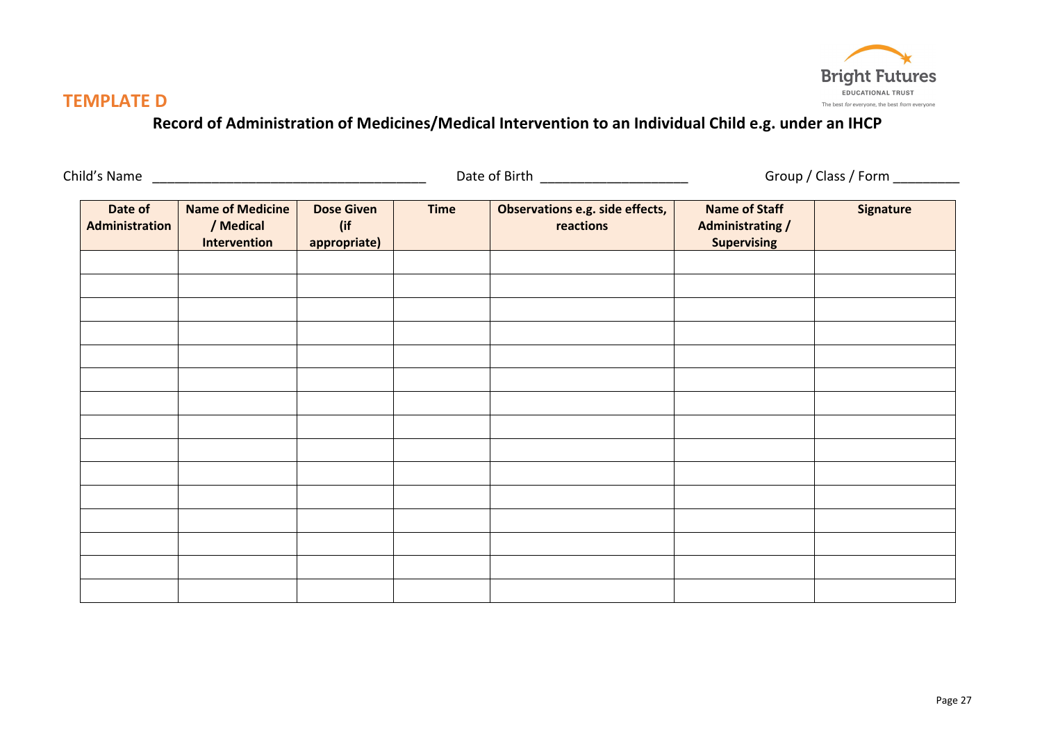## TEMPLATE D

### Record of Administration of Medicines/Medical Intervention to an Individual Child e.g. under an IHCP

Child's Name ____________________________________ Date of Birth ___________________ Group / Class / Form _________

| Date of Administration | Name of Medicine / Medical Intervention | Dose Given (if appropriate) | Time | Observations e.g. side effects, reactions | Name of Staff Administrating / Supervising | Signature |
|---|---|---|---|---|---|---|
| | | | | | | |
| | | | | | | |
| | | | | | | |
| | | | | | | |
| | | | | | | |
| | | | | | | |
| | | | | | | |
| | | | | | | |
| | | | | | | |
| | | | | | | |
| | | | | | | |
| | | | | | | |
| | | | | | | |
| | | | | | | |
| | | | | | | |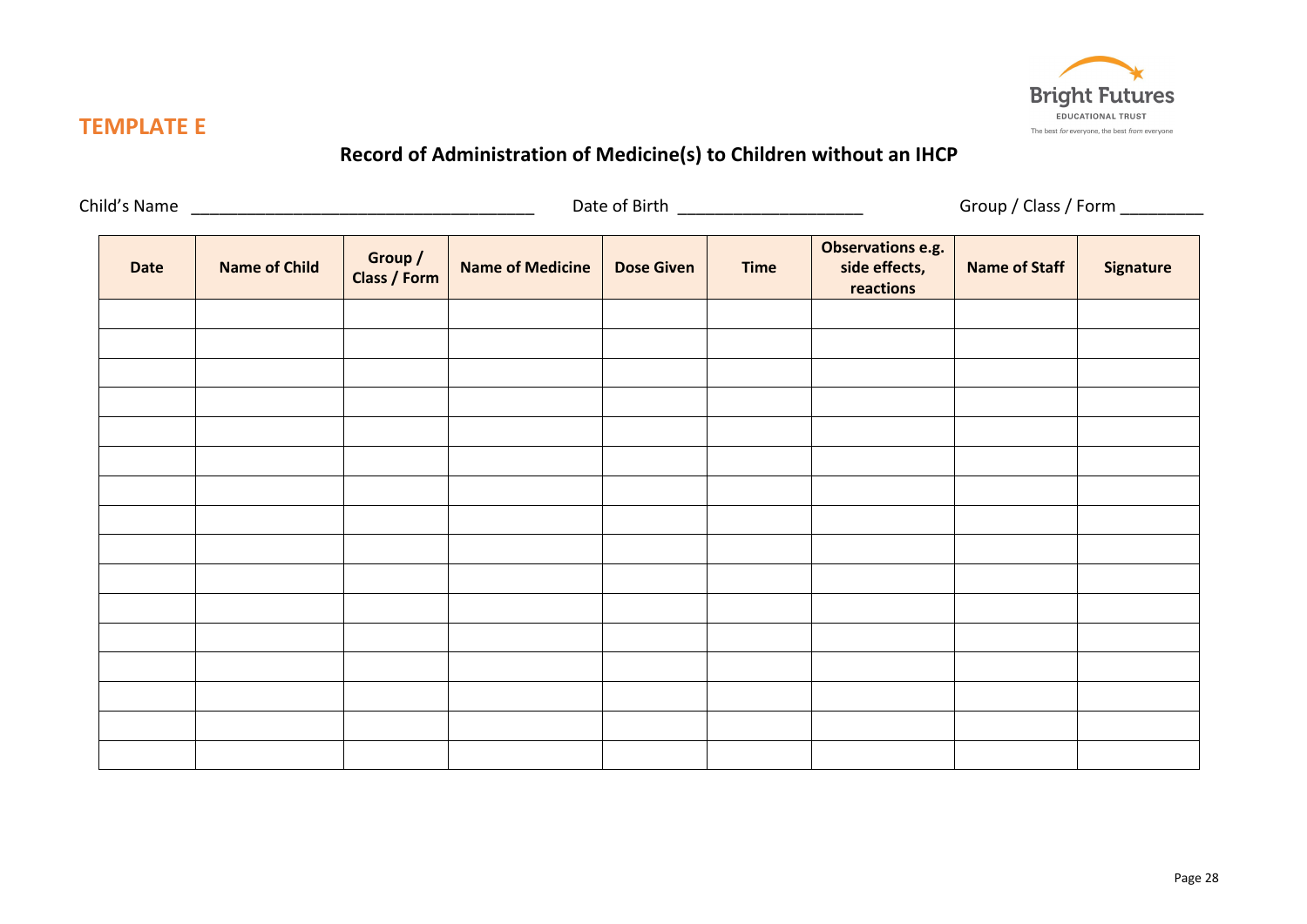## TEMPLATE E

### Record of Administration of Medicine(s) to Children without an IHCP

Child's Name \_\_\_\_\_\_\_\_\_\_\_\_\_\_\_\_\_\_\_\_\_\_\_\_\_\_\_\_\_\_\_\_\_\_\_\_ Date of Birth \_\_\_\_\_\_\_\_\_\_\_\_\_\_\_\_\_\_\_\_ Group / Class / Form \_\_\_\_\_\_\_\_\_

| Date | Name of Child | Group / Class / Form | Name of Medicine | Dose Given | Time | Observations e.g. side effects, reactions | Name of Staff | Signature |
|---|---|---|---|---|---|---|---|---|
| | | | | | | | | |
| | | | | | | | | |
| | | | | | | | | |
| | | | | | | | | |
| | | | | | | | | |
| | | | | | | | | |
| | | | | | | | | |
| | | | | | | | | |
| | | | | | | | | |
| | | | | | | | | |
| | | | | | | | | |
| | | | | | | | | |
| | | | | | | | | |
| | | | | | | | | |
| | | | | | | | | |
| | | | | | | | | |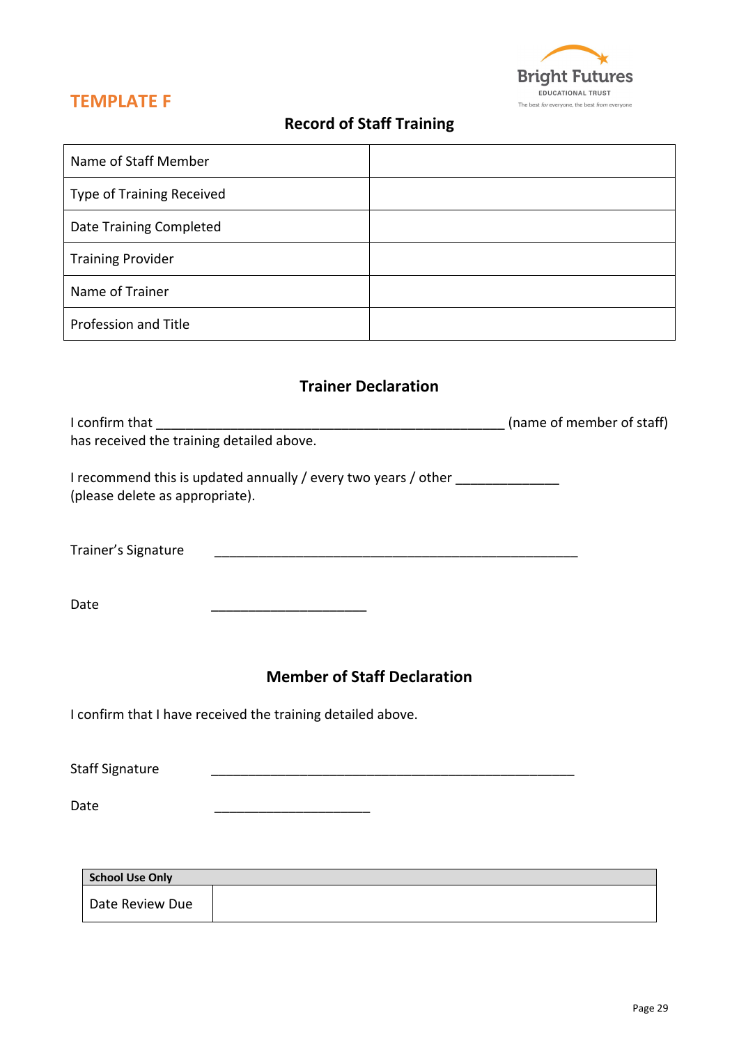Bright Futures
EDUCATIONAL TRUST
The best *for* everyone, the best *from* everyone

## TEMPLATE F

### Record of Staff Training

| Name of Staff Member | |
|---|---|
| Type of Training Received | |
| Date Training Completed | |
| Training Provider | |
| Name of Trainer | |
| Profession and Title | |

### Trainer Declaration

I confirm that __________________________________________________ (name of member of staff) has received the training detailed above.

I recommend this is updated annually / every two years / other ______________ (please delete as appropriate).

Trainer's Signature ____________________________________________________

Date ______________________

### Member of Staff Declaration

I confirm that I have received the training detailed above.

Staff Signature ____________________________________________________

Date ______________________

| School Use Only | |
|---|---|
| Date Review Due | |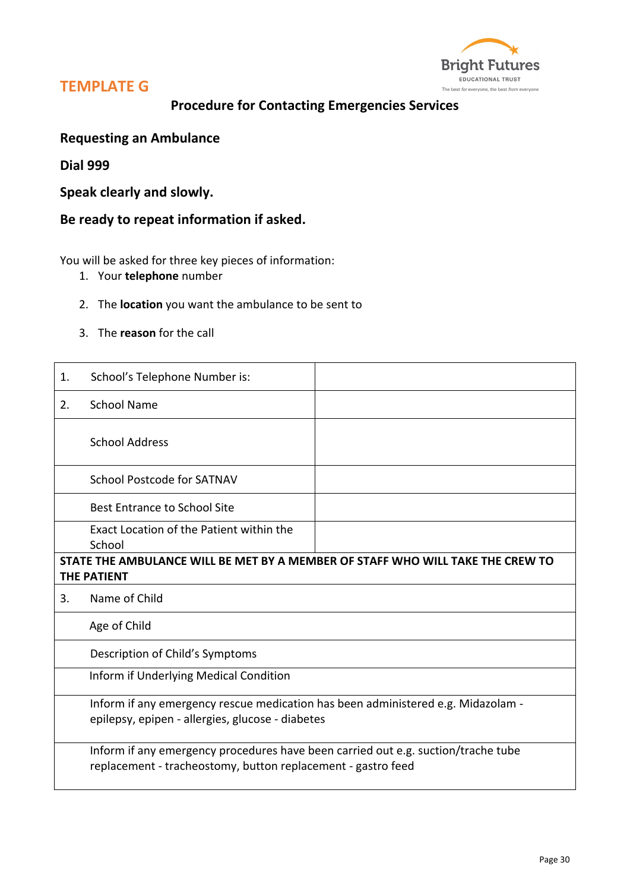# TEMPLATE G

## Procedure for Contacting Emergencies Services

**Requesting an Ambulance**

**Dial 999**

**Speak clearly and slowly.**

**Be ready to repeat information if asked.**

You will be asked for three key pieces of information:

1. Your **telephone** number
2. The **location** you want the ambulance to be sent to
3. The **reason** for the call

| | | |
|---|---|---|
| 1. | School's Telephone Number is: | |
| 2. | School Name | |
| | School Address | |
| | School Postcode for SATNAV | |
| | Best Entrance to School Site | |
| | Exact Location of the Patient within the School | |
| **STATE THE AMBULANCE WILL BE MET BY A MEMBER OF STAFF WHO WILL TAKE THE CREW TO THE PATIENT** | | |
| 3. | Name of Child | |
| | Age of Child | |
| | Description of Child's Symptoms | |
| | Inform if Underlying Medical Condition | |
| | Inform if any emergency rescue medication has been administered e.g. Midazolam - epilepsy, epipen - allergies, glucose - diabetes | |
| | Inform if any emergency procedures have been carried out e.g. suction/trache tube replacement - tracheostomy, button replacement - gastro feed | |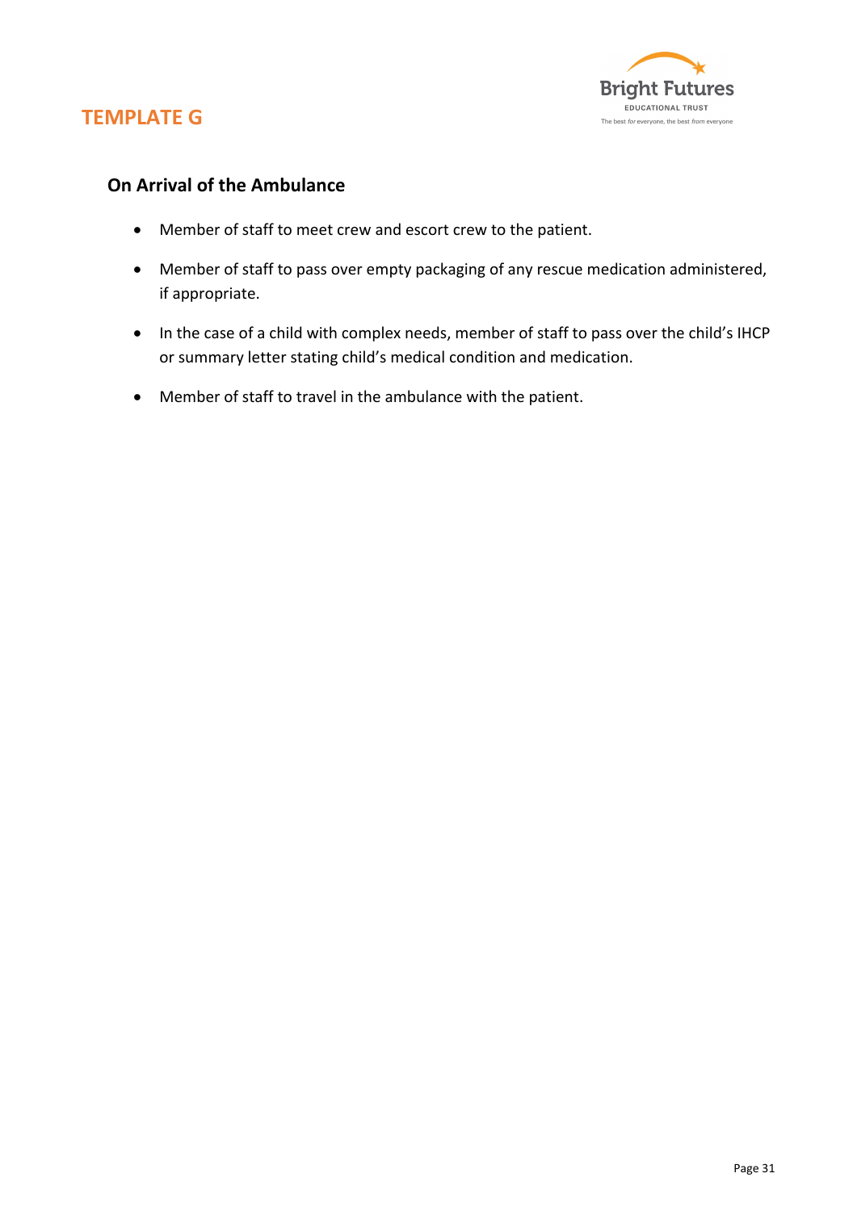# TEMPLATE G

## On Arrival of the Ambulance

- Member of staff to meet crew and escort crew to the patient.
- Member of staff to pass over empty packaging of any rescue medication administered, if appropriate.
- In the case of a child with complex needs, member of staff to pass over the child's IHCP or summary letter stating child's medical condition and medication.
- Member of staff to travel in the ambulance with the patient.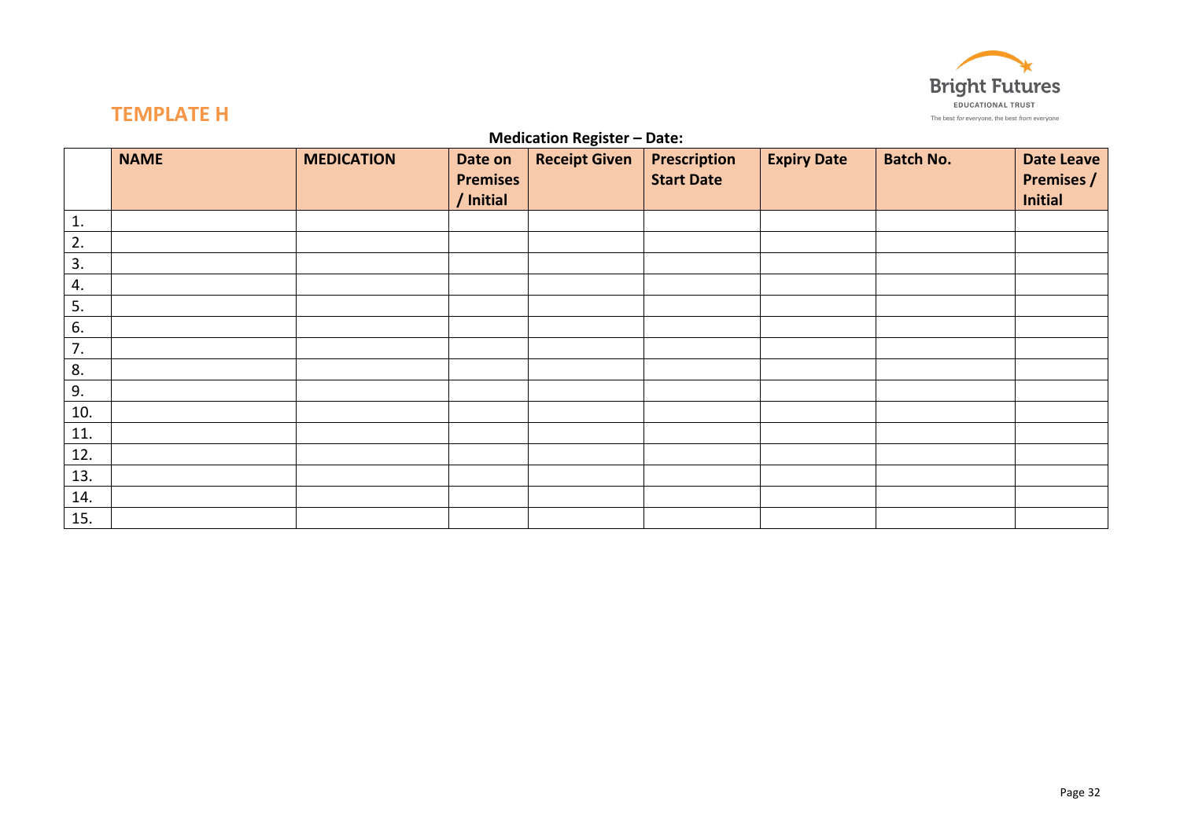## TEMPLATE H

**Medication Register – Date:**

| | NAME | MEDICATION | Date on Premises / Initial | Receipt Given | Prescription Start Date | Expiry Date | Batch No. | Date Leave Premises / Initial |
|---|---|---|---|---|---|---|---|---|
| 1. | | | | | | | | |
| 2. | | | | | | | | |
| 3. | | | | | | | | |
| 4. | | | | | | | | |
| 5. | | | | | | | | |
| 6. | | | | | | | | |
| 7. | | | | | | | | |
| 8. | | | | | | | | |
| 9. | | | | | | | | |
| 10. | | | | | | | | |
| 11. | | | | | | | | |
| 12. | | | | | | | | |
| 13. | | | | | | | | |
| 14. | | | | | | | | |
| 15. | | | | | | | | |